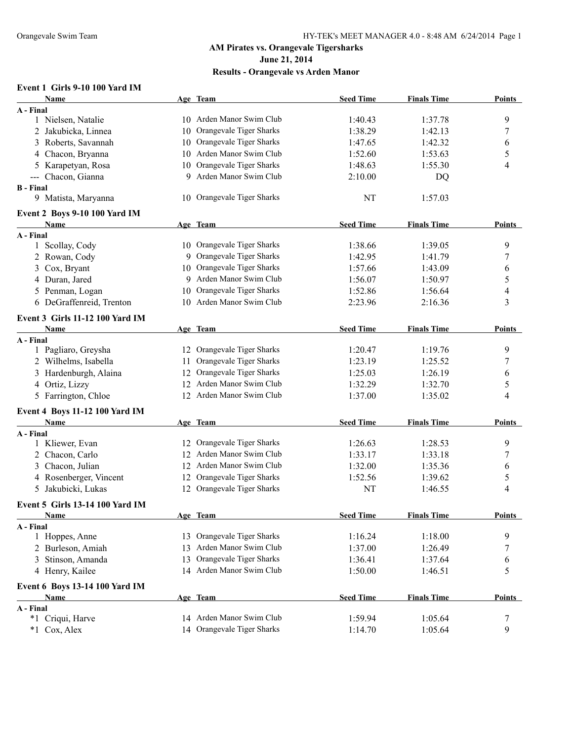# AM Pirates vs. Orangevale Tigersharks

**June 21, 2014**

**Results - Orangevale vs Arden Manor**

### Event 1 Girls 9-10 100 Yard IM

| | Name | Age | Team | Seed Time | Finals Time | Points |
|---|---|---|---|---|---|---|
| **A - Final** | | | | | | |
| 1 | Nielsen, Natalie | 10 | Arden Manor Swim Club | 1:40.43 | 1:37.78 | 9 |
| 2 | Jakubicka, Linnea | 10 | Orangevale Tiger Sharks | 1:38.29 | 1:42.13 | 7 |
| 3 | Roberts, Savannah | 10 | Orangevale Tiger Sharks | 1:47.65 | 1:42.32 | 6 |
| 4 | Chacon, Bryanna | 10 | Arden Manor Swim Club | 1:52.60 | 1:53.63 | 5 |
| 5 | Karapetyan, Rosa | 10 | Orangevale Tiger Sharks | 1:48.63 | 1:55.30 | 4 |
| --- | Chacon, Gianna | 9 | Arden Manor Swim Club | 2:10.00 | DQ | |
| **B - Final** | | | | | | |
| 9 | Matista, Maryanna | 10 | Orangevale Tiger Sharks | NT | 1:57.03 | |

### Event 2 Boys 9-10 100 Yard IM

| | Name | Age | Team | Seed Time | Finals Time | Points |
|---|---|---|---|---|---|---|
| **A - Final** | | | | | | |
| 1 | Scollay, Cody | 10 | Orangevale Tiger Sharks | 1:38.66 | 1:39.05 | 9 |
| 2 | Rowan, Cody | 9 | Orangevale Tiger Sharks | 1:42.95 | 1:41.79 | 7 |
| 3 | Cox, Bryant | 10 | Orangevale Tiger Sharks | 1:57.66 | 1:43.09 | 6 |
| 4 | Duran, Jared | 9 | Arden Manor Swim Club | 1:56.07 | 1:50.97 | 5 |
| 5 | Penman, Logan | 10 | Orangevale Tiger Sharks | 1:52.86 | 1:56.64 | 4 |
| 6 | DeGraffenreid, Trenton | 10 | Arden Manor Swim Club | 2:23.96 | 2:16.36 | 3 |

### Event 3 Girls 11-12 100 Yard IM

| | Name | Age | Team | Seed Time | Finals Time | Points |
|---|---|---|---|---|---|---|
| **A - Final** | | | | | | |
| 1 | Pagliaro, Greysha | 12 | Orangevale Tiger Sharks | 1:20.47 | 1:19.76 | 9 |
| 2 | Wilhelms, Isabella | 11 | Orangevale Tiger Sharks | 1:23.19 | 1:25.52 | 7 |
| 3 | Hardenburgh, Alaina | 12 | Orangevale Tiger Sharks | 1:25.03 | 1:26.19 | 6 |
| 4 | Ortiz, Lizzy | 12 | Arden Manor Swim Club | 1:32.29 | 1:32.70 | 5 |
| 5 | Farrington, Chloe | 12 | Arden Manor Swim Club | 1:37.00 | 1:35.02 | 4 |

### Event 4 Boys 11-12 100 Yard IM

| | Name | Age | Team | Seed Time | Finals Time | Points |
|---|---|---|---|---|---|---|
| **A - Final** | | | | | | |
| 1 | Kliewer, Evan | 12 | Orangevale Tiger Sharks | 1:26.63 | 1:28.53 | 9 |
| 2 | Chacon, Carlo | 12 | Arden Manor Swim Club | 1:33.17 | 1:33.18 | 7 |
| 3 | Chacon, Julian | 12 | Arden Manor Swim Club | 1:32.00 | 1:35.36 | 6 |
| 4 | Rosenberger, Vincent | 12 | Orangevale Tiger Sharks | 1:52.56 | 1:39.62 | 5 |
| 5 | Jakubicki, Lukas | 12 | Orangevale Tiger Sharks | NT | 1:46.55 | 4 |

### Event 5 Girls 13-14 100 Yard IM

| | Name | Age | Team | Seed Time | Finals Time | Points |
|---|---|---|---|---|---|---|
| **A - Final** | | | | | | |
| 1 | Hoppes, Anne | 13 | Orangevale Tiger Sharks | 1:16.24 | 1:18.00 | 9 |
| 2 | Burleson, Amiah | 13 | Arden Manor Swim Club | 1:37.00 | 1:26.49 | 7 |
| 3 | Stinson, Amanda | 13 | Orangevale Tiger Sharks | 1:36.41 | 1:37.64 | 6 |
| 4 | Henry, Kailee | 14 | Arden Manor Swim Club | 1:50.00 | 1:46.51 | 5 |

### Event 6 Boys 13-14 100 Yard IM

| | Name | Age | Team | Seed Time | Finals Time | Points |
|---|---|---|---|---|---|---|
| **A - Final** | | | | | | |
| *1 | Criqui, Harve | 14 | Arden Manor Swim Club | 1:59.94 | 1:05.64 | 7 |
| *1 | Cox, Alex | 14 | Orangevale Tiger Sharks | 1:14.70 | 1:05.64 | 9 |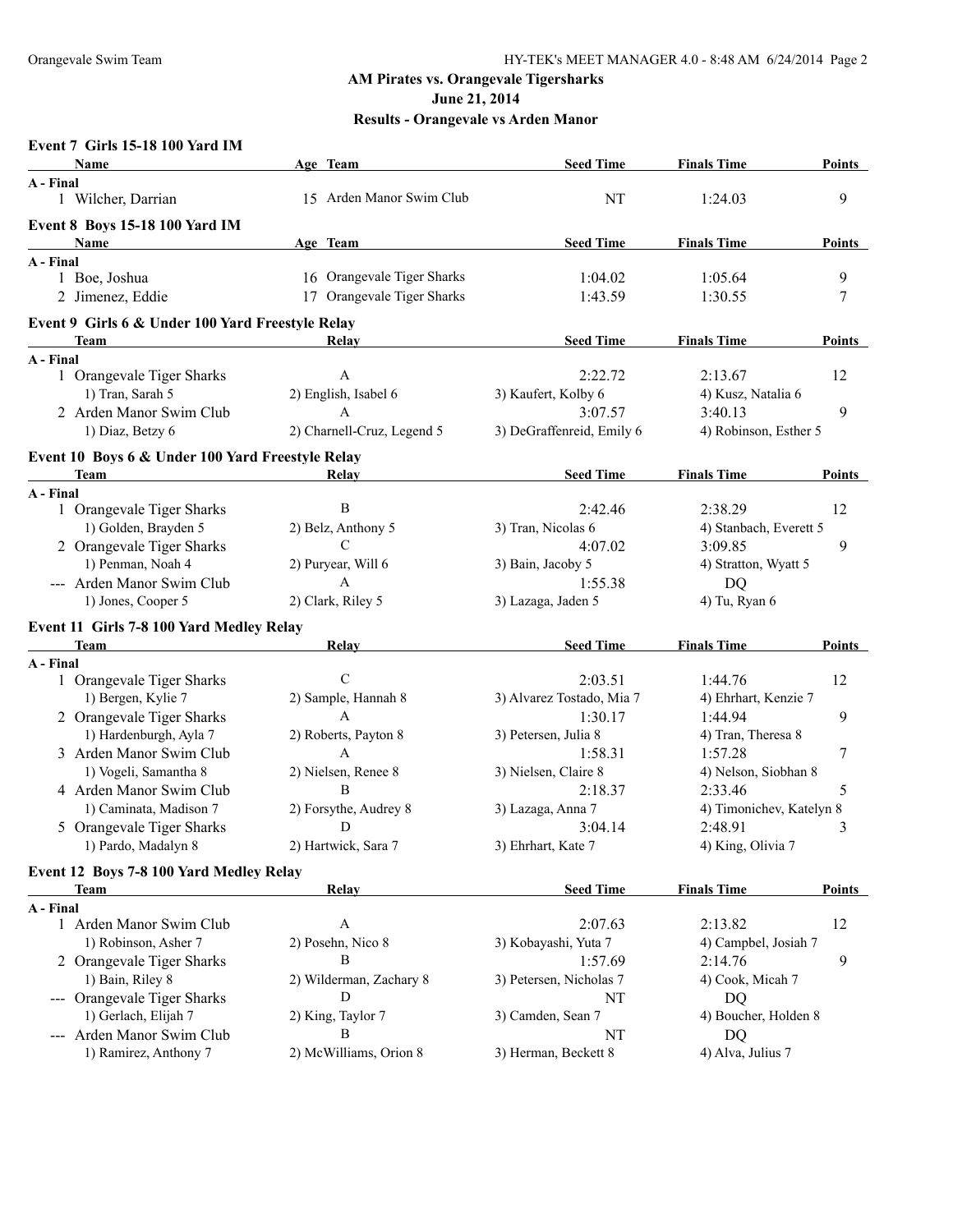## AM Pirates vs. Orangevale Tigersharks

**June 21, 2014**

**Results - Orangevale vs Arden Manor**

### Event 7 Girls 15-18 100 Yard IM

| Name | Age | Team | Seed Time | Finals Time | Points |
|---|---|---|---|---|---|
| **A - Final** | | | | | |
| 1 Wilcher, Darrian | 15 | Arden Manor Swim Club | NT | 1:24.03 | 9 |

### Event 8 Boys 15-18 100 Yard IM

| Name | Age | Team | Seed Time | Finals Time | Points |
|---|---|---|---|---|---|
| **A - Final** | | | | | |
| 1 Boe, Joshua | 16 | Orangevale Tiger Sharks | 1:04.02 | 1:05.64 | 9 |
| 2 Jimenez, Eddie | 17 | Orangevale Tiger Sharks | 1:43.59 | 1:30.55 | 7 |

### Event 9 Girls 6 & Under 100 Yard Freestyle Relay

| Team | Relay | Seed Time | Finals Time | Points |
|---|---|---|---|---|
| **A - Final** | | | | |
| 1 Orangevale Tiger Sharks | A | 2:22.72 | 2:13.67 | 12 |
| 1) Tran, Sarah 5 | 2) English, Isabel 6 | 3) Kaufert, Kolby 6 | 4) Kusz, Natalia 6 | |
| 2 Arden Manor Swim Club | A | 3:07.57 | 3:40.13 | 9 |
| 1) Diaz, Betzy 6 | 2) Charnell-Cruz, Legend 5 | 3) DeGraffenreid, Emily 6 | 4) Robinson, Esther 5 | |

### Event 10 Boys 6 & Under 100 Yard Freestyle Relay

| Team | Relay | Seed Time | Finals Time | Points |
|---|---|---|---|---|
| **A - Final** | | | | |
| 1 Orangevale Tiger Sharks | B | 2:42.46 | 2:38.29 | 12 |
| 1) Golden, Brayden 5 | 2) Belz, Anthony 5 | 3) Tran, Nicolas 6 | 4) Stanbach, Everett 5 | |
| 2 Orangevale Tiger Sharks | C | 4:07.02 | 3:09.85 | 9 |
| 1) Penman, Noah 4 | 2) Puryear, Will 6 | 3) Bain, Jacoby 5 | 4) Stratton, Wyatt 5 | |
| --- Arden Manor Swim Club | A | 1:55.38 | DQ | |
| 1) Jones, Cooper 5 | 2) Clark, Riley 5 | 3) Lazaga, Jaden 5 | 4) Tu, Ryan 6 | |

### Event 11 Girls 7-8 100 Yard Medley Relay

| Team | Relay | Seed Time | Finals Time | Points |
|---|---|---|---|---|
| **A - Final** | | | | |
| 1 Orangevale Tiger Sharks | C | 2:03.51 | 1:44.76 | 12 |
| 1) Bergen, Kylie 7 | 2) Sample, Hannah 8 | 3) Alvarez Tostado, Mia 7 | 4) Ehrhart, Kenzie 7 | |
| 2 Orangevale Tiger Sharks | A | 1:30.17 | 1:44.94 | 9 |
| 1) Hardenburgh, Ayla 7 | 2) Roberts, Payton 8 | 3) Petersen, Julia 8 | 4) Tran, Theresa 8 | |
| 3 Arden Manor Swim Club | A | 1:58.31 | 1:57.28 | 7 |
| 1) Vogeli, Samantha 8 | 2) Nielsen, Renee 8 | 3) Nielsen, Claire 8 | 4) Nelson, Siobhan 8 | |
| 4 Arden Manor Swim Club | B | 2:18.37 | 2:33.46 | 5 |
| 1) Caminata, Madison 7 | 2) Forsythe, Audrey 8 | 3) Lazaga, Anna 7 | 4) Timonichev, Katelyn 8 | |
| 5 Orangevale Tiger Sharks | D | 3:04.14 | 2:48.91 | 3 |
| 1) Pardo, Madalyn 8 | 2) Hartwick, Sara 7 | 3) Ehrhart, Kate 7 | 4) King, Olivia 7 | |

### Event 12 Boys 7-8 100 Yard Medley Relay

| Team | Relay | Seed Time | Finals Time | Points |
|---|---|---|---|---|
| **A - Final** | | | | |
| 1 Arden Manor Swim Club | A | 2:07.63 | 2:13.82 | 12 |
| 1) Robinson, Asher 7 | 2) Posehn, Nico 8 | 3) Kobayashi, Yuta 7 | 4) Campbel, Josiah 7 | |
| 2 Orangevale Tiger Sharks | B | 1:57.69 | 2:14.76 | 9 |
| 1) Bain, Riley 8 | 2) Wilderman, Zachary 8 | 3) Petersen, Nicholas 7 | 4) Cook, Micah 7 | |
| --- Orangevale Tiger Sharks | D | NT | DQ | |
| 1) Gerlach, Elijah 7 | 2) King, Taylor 7 | 3) Camden, Sean 7 | 4) Boucher, Holden 8 | |
| --- Arden Manor Swim Club | B | NT | DQ | |
| 1) Ramirez, Anthony 7 | 2) McWilliams, Orion 8 | 3) Herman, Beckett 8 | 4) Alva, Julius 7 | |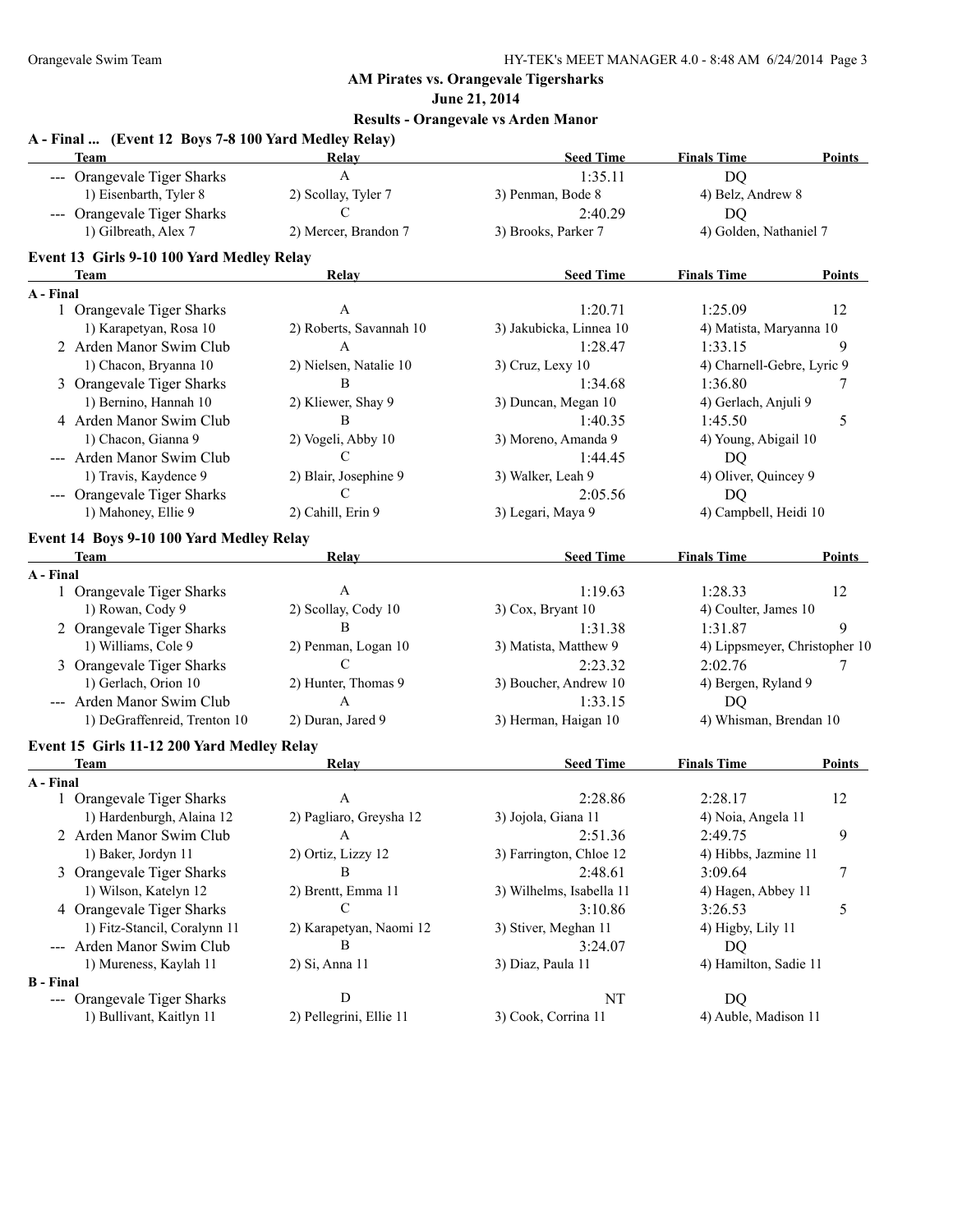**AM Pirates vs. Orangevale Tigersharks**

**June 21, 2014**

**Results - Orangevale vs Arden Manor**

### A - Final ... (Event 12 Boys 7-8 100 Yard Medley Relay)

| | Team | Relay | Seed Time | Finals Time | Points |
|---|---|---|---|---|---|
| --- | Orangevale Tiger Sharks | A | 1:35.11 | DQ | |
| | 1) Eisenbarth, Tyler 8 | 2) Scollay, Tyler 7 | 3) Penman, Bode 8 | 4) Belz, Andrew 8 | |
| --- | Orangevale Tiger Sharks | C | 2:40.29 | DQ | |
| | 1) Gilbreath, Alex 7 | 2) Mercer, Brandon 7 | 3) Brooks, Parker 7 | 4) Golden, Nathaniel 7 | |

### Event 13 Girls 9-10 100 Yard Medley Relay

| | Team | Relay | Seed Time | Finals Time | Points |
|---|---|---|---|---|---|
| **A - Final** | | | | | |
| 1 | Orangevale Tiger Sharks | A | 1:20.71 | 1:25.09 | 12 |
| | 1) Karapetyan, Rosa 10 | 2) Roberts, Savannah 10 | 3) Jakubicka, Linnea 10 | 4) Matista, Maryanna 10 | |
| 2 | Arden Manor Swim Club | A | 1:28.47 | 1:33.15 | 9 |
| | 1) Chacon, Bryanna 10 | 2) Nielsen, Natalie 10 | 3) Cruz, Lexy 10 | 4) Charnell-Gebre, Lyric 9 | |
| 3 | Orangevale Tiger Sharks | B | 1:34.68 | 1:36.80 | 7 |
| | 1) Bernino, Hannah 10 | 2) Kliewer, Shay 9 | 3) Duncan, Megan 10 | 4) Gerlach, Anjuli 9 | |
| 4 | Arden Manor Swim Club | B | 1:40.35 | 1:45.50 | 5 |
| | 1) Chacon, Gianna 9 | 2) Vogeli, Abby 10 | 3) Moreno, Amanda 9 | 4) Young, Abigail 10 | |
| --- | Arden Manor Swim Club | C | 1:44.45 | DQ | |
| | 1) Travis, Kaydence 9 | 2) Blair, Josephine 9 | 3) Walker, Leah 9 | 4) Oliver, Quincey 9 | |
| --- | Orangevale Tiger Sharks | C | 2:05.56 | DQ | |
| | 1) Mahoney, Ellie 9 | 2) Cahill, Erin 9 | 3) Legari, Maya 9 | 4) Campbell, Heidi 10 | |

### Event 14 Boys 9-10 100 Yard Medley Relay

| | Team | Relay | Seed Time | Finals Time | Points |
|---|---|---|---|---|---|
| **A - Final** | | | | | |
| 1 | Orangevale Tiger Sharks | A | 1:19.63 | 1:28.33 | 12 |
| | 1) Rowan, Cody 9 | 2) Scollay, Cody 10 | 3) Cox, Bryant 10 | 4) Coulter, James 10 | |
| 2 | Orangevale Tiger Sharks | B | 1:31.38 | 1:31.87 | 9 |
| | 1) Williams, Cole 9 | 2) Penman, Logan 10 | 3) Matista, Matthew 9 | 4) Lippsmeyer, Christopher 10 | |
| 3 | Orangevale Tiger Sharks | C | 2:23.32 | 2:02.76 | 7 |
| | 1) Gerlach, Orion 10 | 2) Hunter, Thomas 9 | 3) Boucher, Andrew 10 | 4) Bergen, Ryland 9 | |
| --- | Arden Manor Swim Club | A | 1:33.15 | DQ | |
| | 1) DeGraffenreid, Trenton 10 | 2) Duran, Jared 9 | 3) Herman, Haigan 10 | 4) Whisman, Brendan 10 | |

### Event 15 Girls 11-12 200 Yard Medley Relay

| | Team | Relay | Seed Time | Finals Time | Points |
|---|---|---|---|---|---|
| **A - Final** | | | | | |
| 1 | Orangevale Tiger Sharks | A | 2:28.86 | 2:28.17 | 12 |
| | 1) Hardenburgh, Alaina 12 | 2) Pagliaro, Greysha 12 | 3) Jojola, Giana 11 | 4) Noia, Angela 11 | |
| 2 | Arden Manor Swim Club | A | 2:51.36 | 2:49.75 | 9 |
| | 1) Baker, Jordyn 11 | 2) Ortiz, Lizzy 12 | 3) Farrington, Chloe 12 | 4) Hibbs, Jazmine 11 | |
| 3 | Orangevale Tiger Sharks | B | 2:48.61 | 3:09.64 | 7 |
| | 1) Wilson, Katelyn 12 | 2) Brentt, Emma 11 | 3) Wilhelms, Isabella 11 | 4) Hagen, Abbey 11 | |
| 4 | Orangevale Tiger Sharks | C | 3:10.86 | 3:26.53 | 5 |
| | 1) Fitz-Stancil, Coralynn 11 | 2) Karapetyan, Naomi 12 | 3) Stiver, Meghan 11 | 4) Higby, Lily 11 | |
| --- | Arden Manor Swim Club | B | 3:24.07 | DQ | |
| | 1) Mureness, Kaylah 11 | 2) Si, Anna 11 | 3) Diaz, Paula 11 | 4) Hamilton, Sadie 11 | |
| **B - Final** | | | | | |
| --- | Orangevale Tiger Sharks | D | NT | DQ | |
| | 1) Bullivant, Kaitlyn 11 | 2) Pellegrini, Ellie 11 | 3) Cook, Corrina 11 | 4) Auble, Madison 11 | |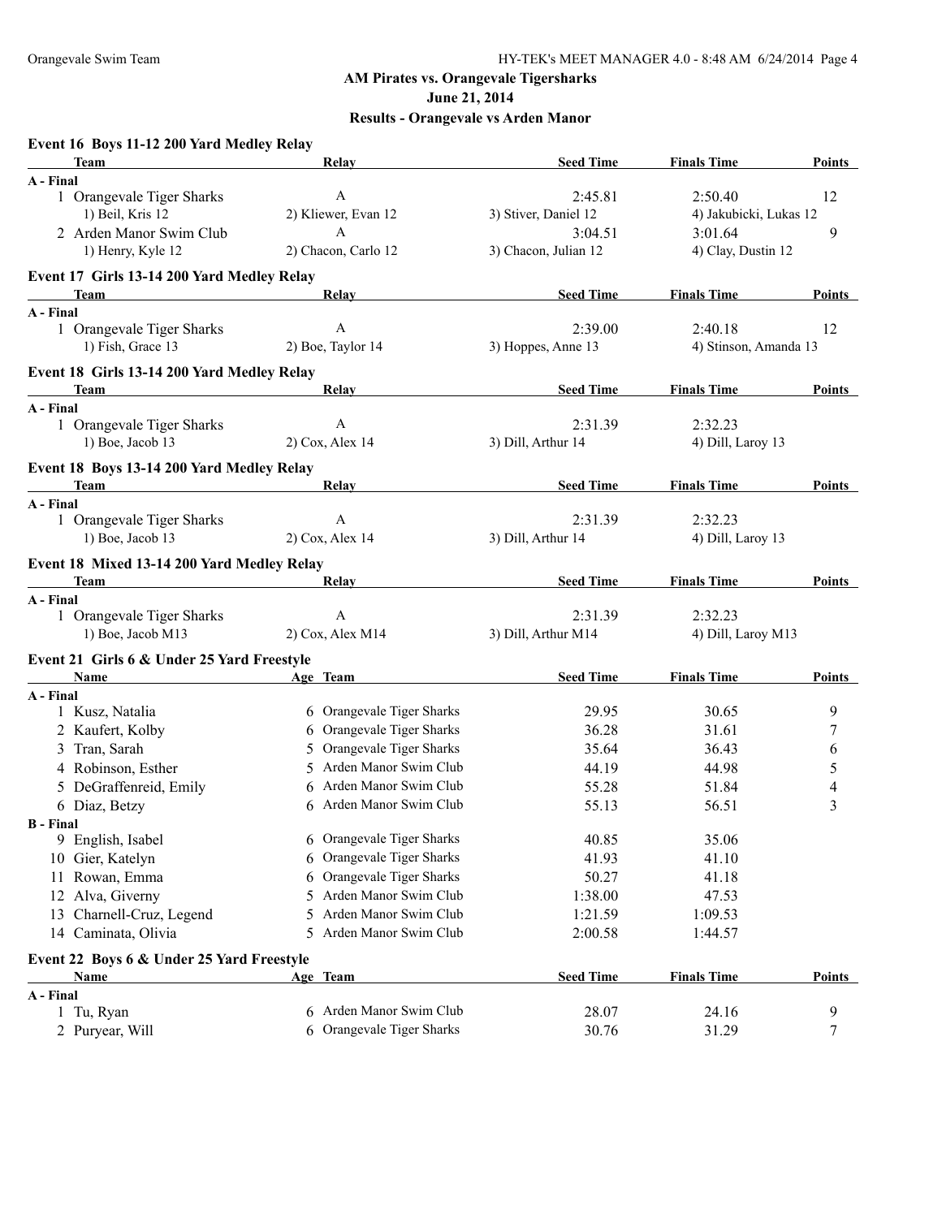## AM Pirates vs. Orangevale Tigersharks

**June 21, 2014**

**Results - Orangevale vs Arden Manor**

### Event 16 Boys 11-12 200 Yard Medley Relay

| Team | Relay | Seed Time | Finals Time | Points |
|---|---|---|---|---|
| **A - Final** | | | | |
| 1 Orangevale Tiger Sharks | A | 2:45.81 | 2:50.40 | 12 |
| 1) Beil, Kris 12 | 2) Kliewer, Evan 12 | 3) Stiver, Daniel 12 | 4) Jakubicki, Lukas 12 | |
| 2 Arden Manor Swim Club | A | 3:04.51 | 3:01.64 | 9 |
| 1) Henry, Kyle 12 | 2) Chacon, Carlo 12 | 3) Chacon, Julian 12 | 4) Clay, Dustin 12 | |

### Event 17 Girls 13-14 200 Yard Medley Relay

| Team | Relay | Seed Time | Finals Time | Points |
|---|---|---|---|---|
| **A - Final** | | | | |
| 1 Orangevale Tiger Sharks | A | 2:39.00 | 2:40.18 | 12 |
| 1) Fish, Grace 13 | 2) Boe, Taylor 14 | 3) Hoppes, Anne 13 | 4) Stinson, Amanda 13 | |

### Event 18 Girls 13-14 200 Yard Medley Relay

| Team | Relay | Seed Time | Finals Time | Points |
|---|---|---|---|---|
| **A - Final** | | | | |
| 1 Orangevale Tiger Sharks | A | 2:31.39 | 2:32.23 | |
| 1) Boe, Jacob 13 | 2) Cox, Alex 14 | 3) Dill, Arthur 14 | 4) Dill, Laroy 13 | |

### Event 18 Boys 13-14 200 Yard Medley Relay

| Team | Relay | Seed Time | Finals Time | Points |
|---|---|---|---|---|
| **A - Final** | | | | |
| 1 Orangevale Tiger Sharks | A | 2:31.39 | 2:32.23 | |
| 1) Boe, Jacob 13 | 2) Cox, Alex 14 | 3) Dill, Arthur 14 | 4) Dill, Laroy 13 | |

### Event 18 Mixed 13-14 200 Yard Medley Relay

| Team | Relay | Seed Time | Finals Time | Points |
|---|---|---|---|---|
| **A - Final** | | | | |
| 1 Orangevale Tiger Sharks | A | 2:31.39 | 2:32.23 | |
| 1) Boe, Jacob M13 | 2) Cox, Alex M14 | 3) Dill, Arthur M14 | 4) Dill, Laroy M13 | |

### Event 21 Girls 6 & Under 25 Yard Freestyle

| Name | Age | Team | Seed Time | Finals Time | Points |
|---|---|---|---|---|---|
| **A - Final** | | | | | |
| 1 Kusz, Natalia | 6 | Orangevale Tiger Sharks | 29.95 | 30.65 | 9 |
| 2 Kaufert, Kolby | 6 | Orangevale Tiger Sharks | 36.28 | 31.61 | 7 |
| 3 Tran, Sarah | 5 | Orangevale Tiger Sharks | 35.64 | 36.43 | 6 |
| 4 Robinson, Esther | 5 | Arden Manor Swim Club | 44.19 | 44.98 | 5 |
| 5 DeGraffenreid, Emily | 6 | Arden Manor Swim Club | 55.28 | 51.84 | 4 |
| 6 Diaz, Betzy | 6 | Arden Manor Swim Club | 55.13 | 56.51 | 3 |
| **B - Final** | | | | | |
| 9 English, Isabel | 6 | Orangevale Tiger Sharks | 40.85 | 35.06 | |
| 10 Gier, Katelyn | 6 | Orangevale Tiger Sharks | 41.93 | 41.10 | |
| 11 Rowan, Emma | 6 | Orangevale Tiger Sharks | 50.27 | 41.18 | |
| 12 Alva, Giverny | 5 | Arden Manor Swim Club | 1:38.00 | 47.53 | |
| 13 Charnell-Cruz, Legend | 5 | Arden Manor Swim Club | 1:21.59 | 1:09.53 | |
| 14 Caminata, Olivia | 5 | Arden Manor Swim Club | 2:00.58 | 1:44.57 | |

### Event 22 Boys 6 & Under 25 Yard Freestyle

| Name | Age | Team | Seed Time | Finals Time | Points |
|---|---|---|---|---|---|
| **A - Final** | | | | | |
| 1 Tu, Ryan | 6 | Arden Manor Swim Club | 28.07 | 24.16 | 9 |
| 2 Puryear, Will | 6 | Orangevale Tiger Sharks | 30.76 | 31.29 | 7 |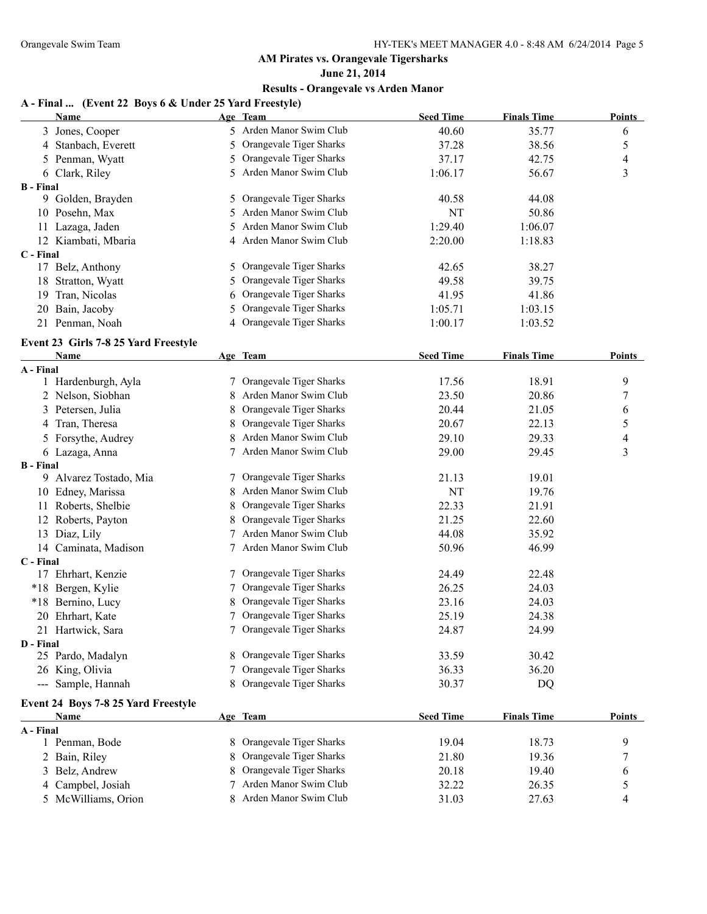# AM Pirates vs. Orangevale Tigersharks

**June 21, 2014**

**Results - Orangevale vs Arden Manor**

### A - Final ... (Event 22 Boys 6 & Under 25 Yard Freestyle)

| Name | Age | Team | Seed Time | Finals Time | Points |
|---|---|---|---|---|---|
| 3 Jones, Cooper | 5 | Arden Manor Swim Club | 40.60 | 35.77 | 6 |
| 4 Stanbach, Everett | 5 | Orangevale Tiger Sharks | 37.28 | 38.56 | 5 |
| 5 Penman, Wyatt | 5 | Orangevale Tiger Sharks | 37.17 | 42.75 | 4 |
| 6 Clark, Riley | 5 | Arden Manor Swim Club | 1:06.17 | 56.67 | 3 |
| **B - Final** | | | | | |
| 9 Golden, Brayden | 5 | Orangevale Tiger Sharks | 40.58 | 44.08 | |
| 10 Posehn, Max | 5 | Arden Manor Swim Club | NT | 50.86 | |
| 11 Lazaga, Jaden | 5 | Arden Manor Swim Club | 1:29.40 | 1:06.07 | |
| 12 Kiambati, Mbaria | 4 | Arden Manor Swim Club | 2:20.00 | 1:18.83 | |
| **C - Final** | | | | | |
| 17 Belz, Anthony | 5 | Orangevale Tiger Sharks | 42.65 | 38.27 | |
| 18 Stratton, Wyatt | 5 | Orangevale Tiger Sharks | 49.58 | 39.75 | |
| 19 Tran, Nicolas | 6 | Orangevale Tiger Sharks | 41.95 | 41.86 | |
| 20 Bain, Jacoby | 5 | Orangevale Tiger Sharks | 1:05.71 | 1:03.15 | |
| 21 Penman, Noah | 4 | Orangevale Tiger Sharks | 1:00.17 | 1:03.52 | |

### Event 23 Girls 7-8 25 Yard Freestyle

| Name | Age | Team | Seed Time | Finals Time | Points |
|---|---|---|---|---|---|
| **A - Final** | | | | | |
| 1 Hardenburgh, Ayla | 7 | Orangevale Tiger Sharks | 17.56 | 18.91 | 9 |
| 2 Nelson, Siobhan | 8 | Arden Manor Swim Club | 23.50 | 20.86 | 7 |
| 3 Petersen, Julia | 8 | Orangevale Tiger Sharks | 20.44 | 21.05 | 6 |
| 4 Tran, Theresa | 8 | Orangevale Tiger Sharks | 20.67 | 22.13 | 5 |
| 5 Forsythe, Audrey | 8 | Arden Manor Swim Club | 29.10 | 29.33 | 4 |
| 6 Lazaga, Anna | 7 | Arden Manor Swim Club | 29.00 | 29.45 | 3 |
| **B - Final** | | | | | |
| 9 Alvarez Tostado, Mia | 7 | Orangevale Tiger Sharks | 21.13 | 19.01 | |
| 10 Edney, Marissa | 8 | Arden Manor Swim Club | NT | 19.76 | |
| 11 Roberts, Shelbie | 8 | Orangevale Tiger Sharks | 22.33 | 21.91 | |
| 12 Roberts, Payton | 8 | Orangevale Tiger Sharks | 21.25 | 22.60 | |
| 13 Diaz, Lily | 7 | Arden Manor Swim Club | 44.08 | 35.92 | |
| 14 Caminata, Madison | 7 | Arden Manor Swim Club | 50.96 | 46.99 | |
| **C - Final** | | | | | |
| 17 Ehrhart, Kenzie | 7 | Orangevale Tiger Sharks | 24.49 | 22.48 | |
| *18 Bergen, Kylie | 7 | Orangevale Tiger Sharks | 26.25 | 24.03 | |
| *18 Bernino, Lucy | 8 | Orangevale Tiger Sharks | 23.16 | 24.03 | |
| 20 Ehrhart, Kate | 7 | Orangevale Tiger Sharks | 25.19 | 24.38 | |
| 21 Hartwick, Sara | 7 | Orangevale Tiger Sharks | 24.87 | 24.99 | |
| **D - Final** | | | | | |
| 25 Pardo, Madalyn | 8 | Orangevale Tiger Sharks | 33.59 | 30.42 | |
| 26 King, Olivia | 7 | Orangevale Tiger Sharks | 36.33 | 36.20 | |
| --- Sample, Hannah | 8 | Orangevale Tiger Sharks | 30.37 | DQ | |

### Event 24 Boys 7-8 25 Yard Freestyle

| Name | Age | Team | Seed Time | Finals Time | Points |
|---|---|---|---|---|---|
| **A - Final** | | | | | |
| 1 Penman, Bode | 8 | Orangevale Tiger Sharks | 19.04 | 18.73 | 9 |
| 2 Bain, Riley | 8 | Orangevale Tiger Sharks | 21.80 | 19.36 | 7 |
| 3 Belz, Andrew | 8 | Orangevale Tiger Sharks | 20.18 | 19.40 | 6 |
| 4 Campbel, Josiah | 7 | Arden Manor Swim Club | 32.22 | 26.35 | 5 |
| 5 McWilliams, Orion | 8 | Arden Manor Swim Club | 31.03 | 27.63 | 4 |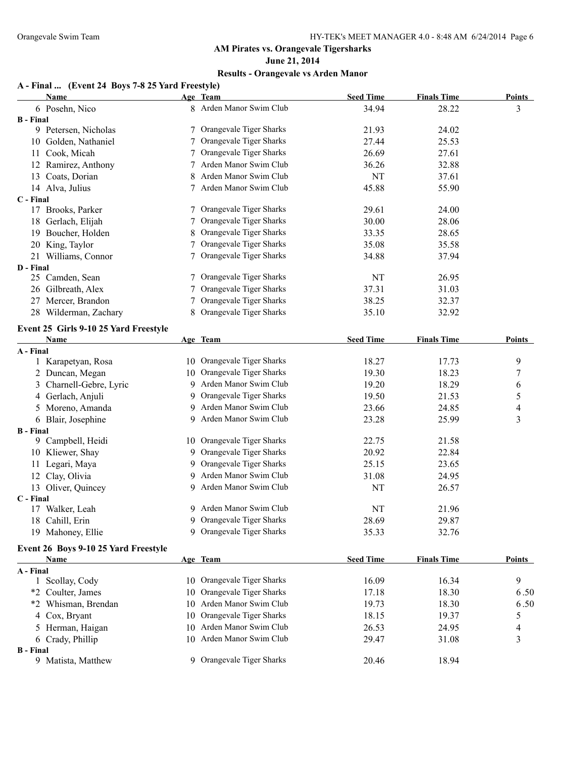## AM Pirates vs. Orangevale Tigersharks

**June 21, 2014**

**Results - Orangevale vs Arden Manor**

### A - Final ... (Event 24 Boys 7-8 25 Yard Freestyle)

| | Name | Age | Team | Seed Time | Finals Time | Points |
|---|---|---|---|---|---|---|
| 6 | Posehn, Nico | 8 | Arden Manor Swim Club | 34.94 | 28.22 | 3 |
| **B - Final** | | | | | | |
| 9 | Petersen, Nicholas | 7 | Orangevale Tiger Sharks | 21.93 | 24.02 | |
| 10 | Golden, Nathaniel | 7 | Orangevale Tiger Sharks | 27.44 | 25.53 | |
| 11 | Cook, Micah | 7 | Orangevale Tiger Sharks | 26.69 | 27.61 | |
| 12 | Ramirez, Anthony | 7 | Arden Manor Swim Club | 36.26 | 32.88 | |
| 13 | Coats, Dorian | 8 | Arden Manor Swim Club | NT | 37.61 | |
| 14 | Alva, Julius | 7 | Arden Manor Swim Club | 45.88 | 55.90 | |
| **C - Final** | | | | | | |
| 17 | Brooks, Parker | 7 | Orangevale Tiger Sharks | 29.61 | 24.00 | |
| 18 | Gerlach, Elijah | 7 | Orangevale Tiger Sharks | 30.00 | 28.06 | |
| 19 | Boucher, Holden | 8 | Orangevale Tiger Sharks | 33.35 | 28.65 | |
| 20 | King, Taylor | 7 | Orangevale Tiger Sharks | 35.08 | 35.58 | |
| 21 | Williams, Connor | 7 | Orangevale Tiger Sharks | 34.88 | 37.94 | |
| **D - Final** | | | | | | |
| 25 | Camden, Sean | 7 | Orangevale Tiger Sharks | NT | 26.95 | |
| 26 | Gilbreath, Alex | 7 | Orangevale Tiger Sharks | 37.31 | 31.03 | |
| 27 | Mercer, Brandon | 7 | Orangevale Tiger Sharks | 38.25 | 32.37 | |
| 28 | Wilderman, Zachary | 8 | Orangevale Tiger Sharks | 35.10 | 32.92 | |

### Event 25 Girls 9-10 25 Yard Freestyle

| | Name | Age | Team | Seed Time | Finals Time | Points |
|---|---|---|---|---|---|---|
| **A - Final** | | | | | | |
| 1 | Karapetyan, Rosa | 10 | Orangevale Tiger Sharks | 18.27 | 17.73 | 9 |
| 2 | Duncan, Megan | 10 | Orangevale Tiger Sharks | 19.30 | 18.23 | 7 |
| 3 | Charnell-Gebre, Lyric | 9 | Arden Manor Swim Club | 19.20 | 18.29 | 6 |
| 4 | Gerlach, Anjuli | 9 | Orangevale Tiger Sharks | 19.50 | 21.53 | 5 |
| 5 | Moreno, Amanda | 9 | Arden Manor Swim Club | 23.66 | 24.85 | 4 |
| 6 | Blair, Josephine | 9 | Arden Manor Swim Club | 23.28 | 25.99 | 3 |
| **B - Final** | | | | | | |
| 9 | Campbell, Heidi | 10 | Orangevale Tiger Sharks | 22.75 | 21.58 | |
| 10 | Kliewer, Shay | 9 | Orangevale Tiger Sharks | 20.92 | 22.84 | |
| 11 | Legari, Maya | 9 | Orangevale Tiger Sharks | 25.15 | 23.65 | |
| 12 | Clay, Olivia | 9 | Arden Manor Swim Club | 31.08 | 24.95 | |
| 13 | Oliver, Quincey | 9 | Arden Manor Swim Club | NT | 26.57 | |
| **C - Final** | | | | | | |
| 17 | Walker, Leah | 9 | Arden Manor Swim Club | NT | 21.96 | |
| 18 | Cahill, Erin | 9 | Orangevale Tiger Sharks | 28.69 | 29.87 | |
| 19 | Mahoney, Ellie | 9 | Orangevale Tiger Sharks | 35.33 | 32.76 | |

### Event 26 Boys 9-10 25 Yard Freestyle

| | Name | Age | Team | Seed Time | Finals Time | Points |
|---|---|---|---|---|---|---|
| **A - Final** | | | | | | |
| 1 | Scollay, Cody | 10 | Orangevale Tiger Sharks | 16.09 | 16.34 | 9 |
| *2 | Coulter, James | 10 | Orangevale Tiger Sharks | 17.18 | 18.30 | 6.50 |
| *2 | Whisman, Brendan | 10 | Arden Manor Swim Club | 19.73 | 18.30 | 6.50 |
| 4 | Cox, Bryant | 10 | Orangevale Tiger Sharks | 18.15 | 19.37 | 5 |
| 5 | Herman, Haigan | 10 | Arden Manor Swim Club | 26.53 | 24.95 | 4 |
| 6 | Crady, Phillip | 10 | Arden Manor Swim Club | 29.47 | 31.08 | 3 |
| **B - Final** | | | | | | |
| 9 | Matista, Matthew | 9 | Orangevale Tiger Sharks | 20.46 | 18.94 | |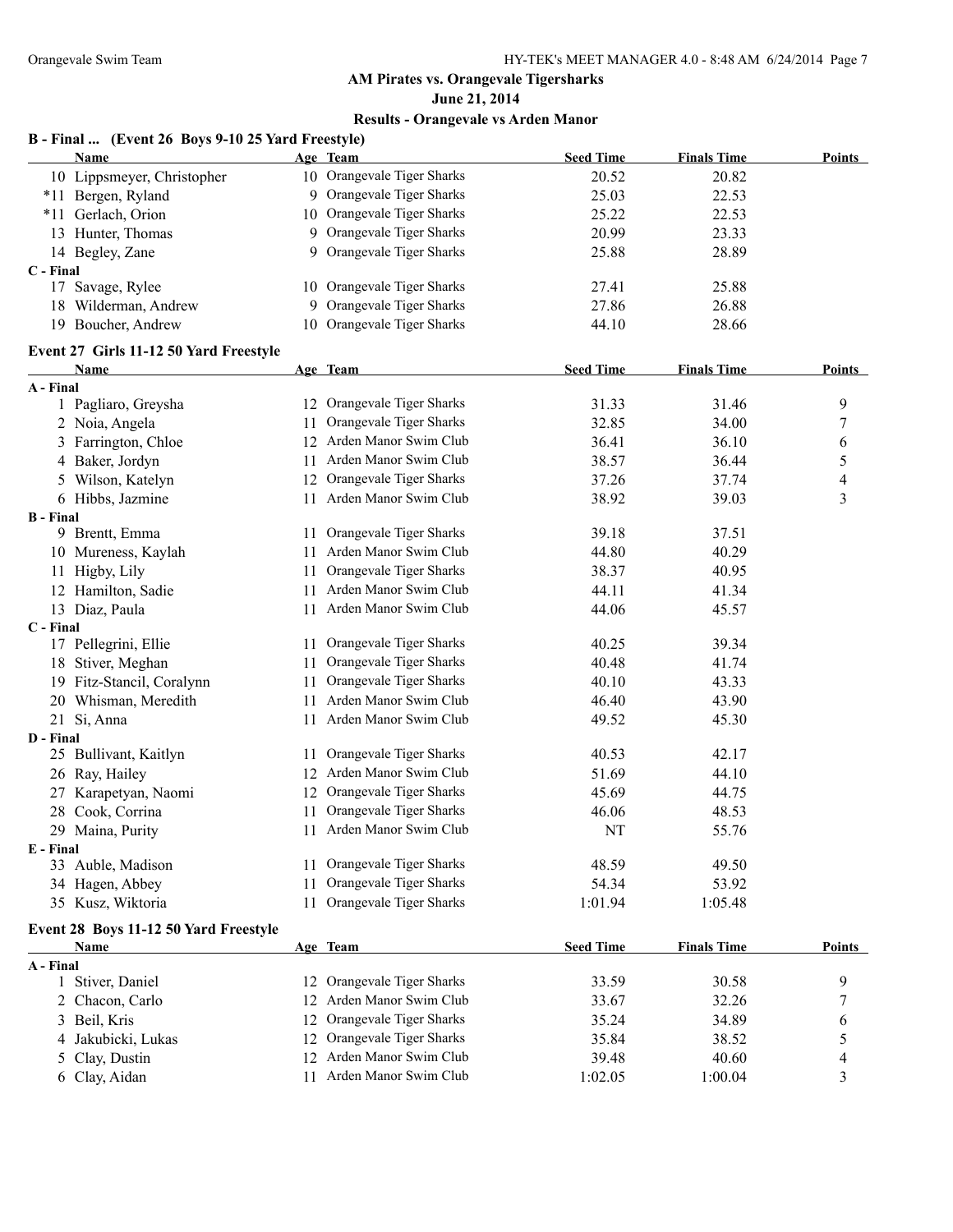## AM Pirates vs. Orangevale Tigersharks

**June 21, 2014**

**Results - Orangevale vs Arden Manor**

### B - Final ... (Event 26 Boys 9-10 25 Yard Freestyle)

| | Name | Age | Team | Seed Time | Finals Time | Points |
|---|---|---|---|---|---|---|
| 10 | Lippsmeyer, Christopher | 10 | Orangevale Tiger Sharks | 20.52 | 20.82 | |
| *11 | Bergen, Ryland | 9 | Orangevale Tiger Sharks | 25.03 | 22.53 | |
| *11 | Gerlach, Orion | 10 | Orangevale Tiger Sharks | 25.22 | 22.53 | |
| 13 | Hunter, Thomas | 9 | Orangevale Tiger Sharks | 20.99 | 23.33 | |
| 14 | Begley, Zane | 9 | Orangevale Tiger Sharks | 25.88 | 28.89 | |
| **C - Final** | | | | | | |
| 17 | Savage, Rylee | 10 | Orangevale Tiger Sharks | 27.41 | 25.88 | |
| 18 | Wilderman, Andrew | 9 | Orangevale Tiger Sharks | 27.86 | 26.88 | |
| 19 | Boucher, Andrew | 10 | Orangevale Tiger Sharks | 44.10 | 28.66 | |

### Event 27 Girls 11-12 50 Yard Freestyle

| | Name | Age | Team | Seed Time | Finals Time | Points |
|---|---|---|---|---|---|---|
| **A - Final** | | | | | | |
| 1 | Pagliaro, Greysha | 12 | Orangevale Tiger Sharks | 31.33 | 31.46 | 9 |
| 2 | Noia, Angela | 11 | Orangevale Tiger Sharks | 32.85 | 34.00 | 7 |
| 3 | Farrington, Chloe | 12 | Arden Manor Swim Club | 36.41 | 36.10 | 6 |
| 4 | Baker, Jordyn | 11 | Arden Manor Swim Club | 38.57 | 36.44 | 5 |
| 5 | Wilson, Katelyn | 12 | Orangevale Tiger Sharks | 37.26 | 37.74 | 4 |
| 6 | Hibbs, Jazmine | 11 | Arden Manor Swim Club | 38.92 | 39.03 | 3 |
| **B - Final** | | | | | | |
| 9 | Brentt, Emma | 11 | Orangevale Tiger Sharks | 39.18 | 37.51 | |
| 10 | Mureness, Kaylah | 11 | Arden Manor Swim Club | 44.80 | 40.29 | |
| 11 | Higby, Lily | 11 | Orangevale Tiger Sharks | 38.37 | 40.95 | |
| 12 | Hamilton, Sadie | 11 | Arden Manor Swim Club | 44.11 | 41.34 | |
| 13 | Diaz, Paula | 11 | Arden Manor Swim Club | 44.06 | 45.57 | |
| **C - Final** | | | | | | |
| 17 | Pellegrini, Ellie | 11 | Orangevale Tiger Sharks | 40.25 | 39.34 | |
| 18 | Stiver, Meghan | 11 | Orangevale Tiger Sharks | 40.48 | 41.74 | |
| 19 | Fitz-Stancil, Coralynn | 11 | Orangevale Tiger Sharks | 40.10 | 43.33 | |
| 20 | Whisman, Meredith | 11 | Arden Manor Swim Club | 46.40 | 43.90 | |
| 21 | Si, Anna | 11 | Arden Manor Swim Club | 49.52 | 45.30 | |
| **D - Final** | | | | | | |
| 25 | Bullivant, Kaitlyn | 11 | Orangevale Tiger Sharks | 40.53 | 42.17 | |
| 26 | Ray, Hailey | 12 | Arden Manor Swim Club | 51.69 | 44.10 | |
| 27 | Karapetyan, Naomi | 12 | Orangevale Tiger Sharks | 45.69 | 44.75 | |
| 28 | Cook, Corrina | 11 | Orangevale Tiger Sharks | 46.06 | 48.53 | |
| 29 | Maina, Purity | 11 | Arden Manor Swim Club | NT | 55.76 | |
| **E - Final** | | | | | | |
| 33 | Auble, Madison | 11 | Orangevale Tiger Sharks | 48.59 | 49.50 | |
| 34 | Hagen, Abbey | 11 | Orangevale Tiger Sharks | 54.34 | 53.92 | |
| 35 | Kusz, Wiktoria | 11 | Orangevale Tiger Sharks | 1:01.94 | 1:05.48 | |

### Event 28 Boys 11-12 50 Yard Freestyle

| | Name | Age | Team | Seed Time | Finals Time | Points |
|---|---|---|---|---|---|---|
| **A - Final** | | | | | | |
| 1 | Stiver, Daniel | 12 | Orangevale Tiger Sharks | 33.59 | 30.58 | 9 |
| 2 | Chacon, Carlo | 12 | Arden Manor Swim Club | 33.67 | 32.26 | 7 |
| 3 | Beil, Kris | 12 | Orangevale Tiger Sharks | 35.24 | 34.89 | 6 |
| 4 | Jakubicki, Lukas | 12 | Orangevale Tiger Sharks | 35.84 | 38.52 | 5 |
| 5 | Clay, Dustin | 12 | Arden Manor Swim Club | 39.48 | 40.60 | 4 |
| 6 | Clay, Aidan | 11 | Arden Manor Swim Club | 1:02.05 | 1:00.04 | 3 |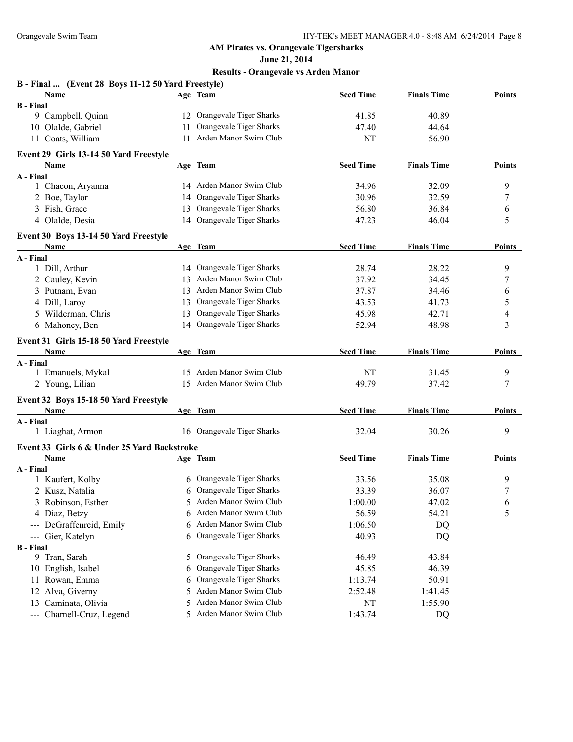## AM Pirates vs. Orangevale Tigersharks

**June 21, 2014**

**Results - Orangevale vs Arden Manor**

### B - Final ... (Event 28 Boys 11-12 50 Yard Freestyle)

| | Name | Age | Team | Seed Time | Finals Time | Points |
|---|---|---|---|---|---|---|
| **B - Final** | | | | | | |
| 9 | Campbell, Quinn | 12 | Orangevale Tiger Sharks | 41.85 | 40.89 | |
| 10 | Olalde, Gabriel | 11 | Orangevale Tiger Sharks | 47.40 | 44.64 | |
| 11 | Coats, William | 11 | Arden Manor Swim Club | NT | 56.90 | |

### Event 29 Girls 13-14 50 Yard Freestyle

| | Name | Age | Team | Seed Time | Finals Time | Points |
|---|---|---|---|---|---|---|
| **A - Final** | | | | | | |
| 1 | Chacon, Aryanna | 14 | Arden Manor Swim Club | 34.96 | 32.09 | 9 |
| 2 | Boe, Taylor | 14 | Orangevale Tiger Sharks | 30.96 | 32.59 | 7 |
| 3 | Fish, Grace | 13 | Orangevale Tiger Sharks | 56.80 | 36.84 | 6 |
| 4 | Olalde, Desia | 14 | Orangevale Tiger Sharks | 47.23 | 46.04 | 5 |

### Event 30 Boys 13-14 50 Yard Freestyle

| | Name | Age | Team | Seed Time | Finals Time | Points |
|---|---|---|---|---|---|---|
| **A - Final** | | | | | | |
| 1 | Dill, Arthur | 14 | Orangevale Tiger Sharks | 28.74 | 28.22 | 9 |
| 2 | Cauley, Kevin | 13 | Arden Manor Swim Club | 37.92 | 34.45 | 7 |
| 3 | Putnam, Evan | 13 | Arden Manor Swim Club | 37.87 | 34.46 | 6 |
| 4 | Dill, Laroy | 13 | Orangevale Tiger Sharks | 43.53 | 41.73 | 5 |
| 5 | Wilderman, Chris | 13 | Orangevale Tiger Sharks | 45.98 | 42.71 | 4 |
| 6 | Mahoney, Ben | 14 | Orangevale Tiger Sharks | 52.94 | 48.98 | 3 |

### Event 31 Girls 15-18 50 Yard Freestyle

| | Name | Age | Team | Seed Time | Finals Time | Points |
|---|---|---|---|---|---|---|
| **A - Final** | | | | | | |
| 1 | Emanuels, Mykal | 15 | Arden Manor Swim Club | NT | 31.45 | 9 |
| 2 | Young, Lilian | 15 | Arden Manor Swim Club | 49.79 | 37.42 | 7 |

### Event 32 Boys 15-18 50 Yard Freestyle

| | Name | Age | Team | Seed Time | Finals Time | Points |
|---|---|---|---|---|---|---|
| **A - Final** | | | | | | |
| 1 | Liaghat, Armon | 16 | Orangevale Tiger Sharks | 32.04 | 30.26 | 9 |

### Event 33 Girls 6 & Under 25 Yard Backstroke

| | Name | Age | Team | Seed Time | Finals Time | Points |
|---|---|---|---|---|---|---|
| **A - Final** | | | | | | |
| 1 | Kaufert, Kolby | 6 | Orangevale Tiger Sharks | 33.56 | 35.08 | 9 |
| 2 | Kusz, Natalia | 6 | Orangevale Tiger Sharks | 33.39 | 36.07 | 7 |
| 3 | Robinson, Esther | 5 | Arden Manor Swim Club | 1:00.00 | 47.02 | 6 |
| 4 | Diaz, Betzy | 6 | Arden Manor Swim Club | 56.59 | 54.21 | 5 |
| --- | DeGraffenreid, Emily | 6 | Arden Manor Swim Club | 1:06.50 | DQ | |
| --- | Gier, Katelyn | 6 | Orangevale Tiger Sharks | 40.93 | DQ | |
| **B - Final** | | | | | | |
| 9 | Tran, Sarah | 5 | Orangevale Tiger Sharks | 46.49 | 43.84 | |
| 10 | English, Isabel | 6 | Orangevale Tiger Sharks | 45.85 | 46.39 | |
| 11 | Rowan, Emma | 6 | Orangevale Tiger Sharks | 1:13.74 | 50.91 | |
| 12 | Alva, Giverny | 5 | Arden Manor Swim Club | 2:52.48 | 1:41.45 | |
| 13 | Caminata, Olivia | 5 | Arden Manor Swim Club | NT | 1:55.90 | |
| --- | Charnell-Cruz, Legend | 5 | Arden Manor Swim Club | 1:43.74 | DQ | |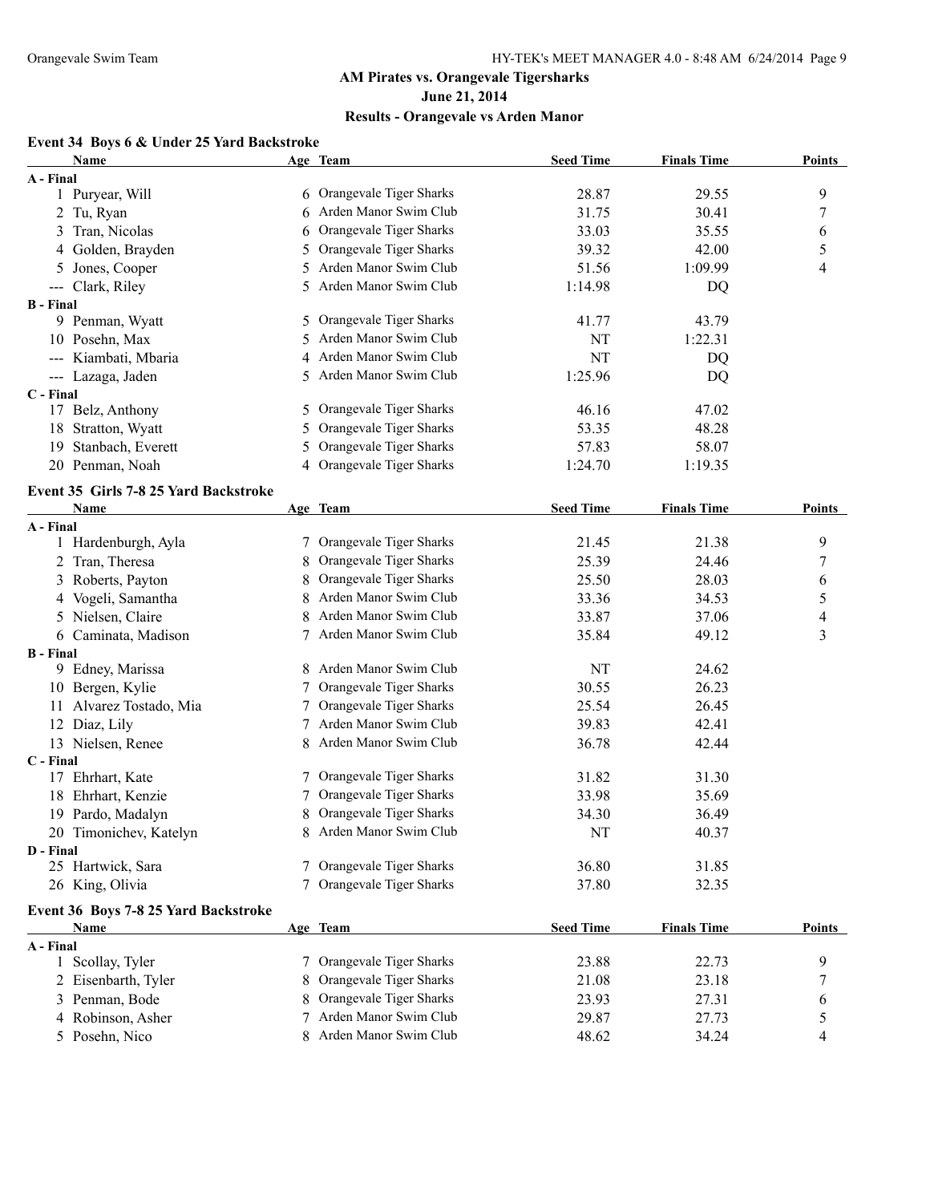# AM Pirates vs. Orangevale Tigersharks

**June 21, 2014**

**Results - Orangevale vs Arden Manor**

### Event 34 Boys 6 & Under 25 Yard Backstroke

| | Name | Age | Team | Seed Time | Finals Time | Points |
|---|---|---|---|---|---|---|
| **A - Final** | | | | | | |
| 1 | Puryear, Will | 6 | Orangevale Tiger Sharks | 28.87 | 29.55 | 9 |
| 2 | Tu, Ryan | 6 | Arden Manor Swim Club | 31.75 | 30.41 | 7 |
| 3 | Tran, Nicolas | 6 | Orangevale Tiger Sharks | 33.03 | 35.55 | 6 |
| 4 | Golden, Brayden | 5 | Orangevale Tiger Sharks | 39.32 | 42.00 | 5 |
| 5 | Jones, Cooper | 5 | Arden Manor Swim Club | 51.56 | 1:09.99 | 4 |
| --- | Clark, Riley | 5 | Arden Manor Swim Club | 1:14.98 | DQ | |
| **B - Final** | | | | | | |
| 9 | Penman, Wyatt | 5 | Orangevale Tiger Sharks | 41.77 | 43.79 | |
| 10 | Posehn, Max | 5 | Arden Manor Swim Club | NT | 1:22.31 | |
| --- | Kiambati, Mbaria | 4 | Arden Manor Swim Club | NT | DQ | |
| --- | Lazaga, Jaden | 5 | Arden Manor Swim Club | 1:25.96 | DQ | |
| **C - Final** | | | | | | |
| 17 | Belz, Anthony | 5 | Orangevale Tiger Sharks | 46.16 | 47.02 | |
| 18 | Stratton, Wyatt | 5 | Orangevale Tiger Sharks | 53.35 | 48.28 | |
| 19 | Stanbach, Everett | 5 | Orangevale Tiger Sharks | 57.83 | 58.07 | |
| 20 | Penman, Noah | 4 | Orangevale Tiger Sharks | 1:24.70 | 1:19.35 | |

### Event 35 Girls 7-8 25 Yard Backstroke

| | Name | Age | Team | Seed Time | Finals Time | Points |
|---|---|---|---|---|---|---|
| **A - Final** | | | | | | |
| 1 | Hardenburgh, Ayla | 7 | Orangevale Tiger Sharks | 21.45 | 21.38 | 9 |
| 2 | Tran, Theresa | 8 | Orangevale Tiger Sharks | 25.39 | 24.46 | 7 |
| 3 | Roberts, Payton | 8 | Orangevale Tiger Sharks | 25.50 | 28.03 | 6 |
| 4 | Vogeli, Samantha | 8 | Arden Manor Swim Club | 33.36 | 34.53 | 5 |
| 5 | Nielsen, Claire | 8 | Arden Manor Swim Club | 33.87 | 37.06 | 4 |
| 6 | Caminata, Madison | 7 | Arden Manor Swim Club | 35.84 | 49.12 | 3 |
| **B - Final** | | | | | | |
| 9 | Edney, Marissa | 8 | Arden Manor Swim Club | NT | 24.62 | |
| 10 | Bergen, Kylie | 7 | Orangevale Tiger Sharks | 30.55 | 26.23 | |
| 11 | Alvarez Tostado, Mia | 7 | Orangevale Tiger Sharks | 25.54 | 26.45 | |
| 12 | Diaz, Lily | 7 | Arden Manor Swim Club | 39.83 | 42.41 | |
| 13 | Nielsen, Renee | 8 | Arden Manor Swim Club | 36.78 | 42.44 | |
| **C - Final** | | | | | | |
| 17 | Ehrhart, Kate | 7 | Orangevale Tiger Sharks | 31.82 | 31.30 | |
| 18 | Ehrhart, Kenzie | 7 | Orangevale Tiger Sharks | 33.98 | 35.69 | |
| 19 | Pardo, Madalyn | 8 | Orangevale Tiger Sharks | 34.30 | 36.49 | |
| 20 | Timonichev, Katelyn | 8 | Arden Manor Swim Club | NT | 40.37 | |
| **D - Final** | | | | | | |
| 25 | Hartwick, Sara | 7 | Orangevale Tiger Sharks | 36.80 | 31.85 | |
| 26 | King, Olivia | 7 | Orangevale Tiger Sharks | 37.80 | 32.35 | |

### Event 36 Boys 7-8 25 Yard Backstroke

| | Name | Age | Team | Seed Time | Finals Time | Points |
|---|---|---|---|---|---|---|
| **A - Final** | | | | | | |
| 1 | Scollay, Tyler | 7 | Orangevale Tiger Sharks | 23.88 | 22.73 | 9 |
| 2 | Eisenbarth, Tyler | 8 | Orangevale Tiger Sharks | 21.08 | 23.18 | 7 |
| 3 | Penman, Bode | 8 | Orangevale Tiger Sharks | 23.93 | 27.31 | 6 |
| 4 | Robinson, Asher | 7 | Arden Manor Swim Club | 29.87 | 27.73 | 5 |
| 5 | Posehn, Nico | 8 | Arden Manor Swim Club | 48.62 | 34.24 | 4 |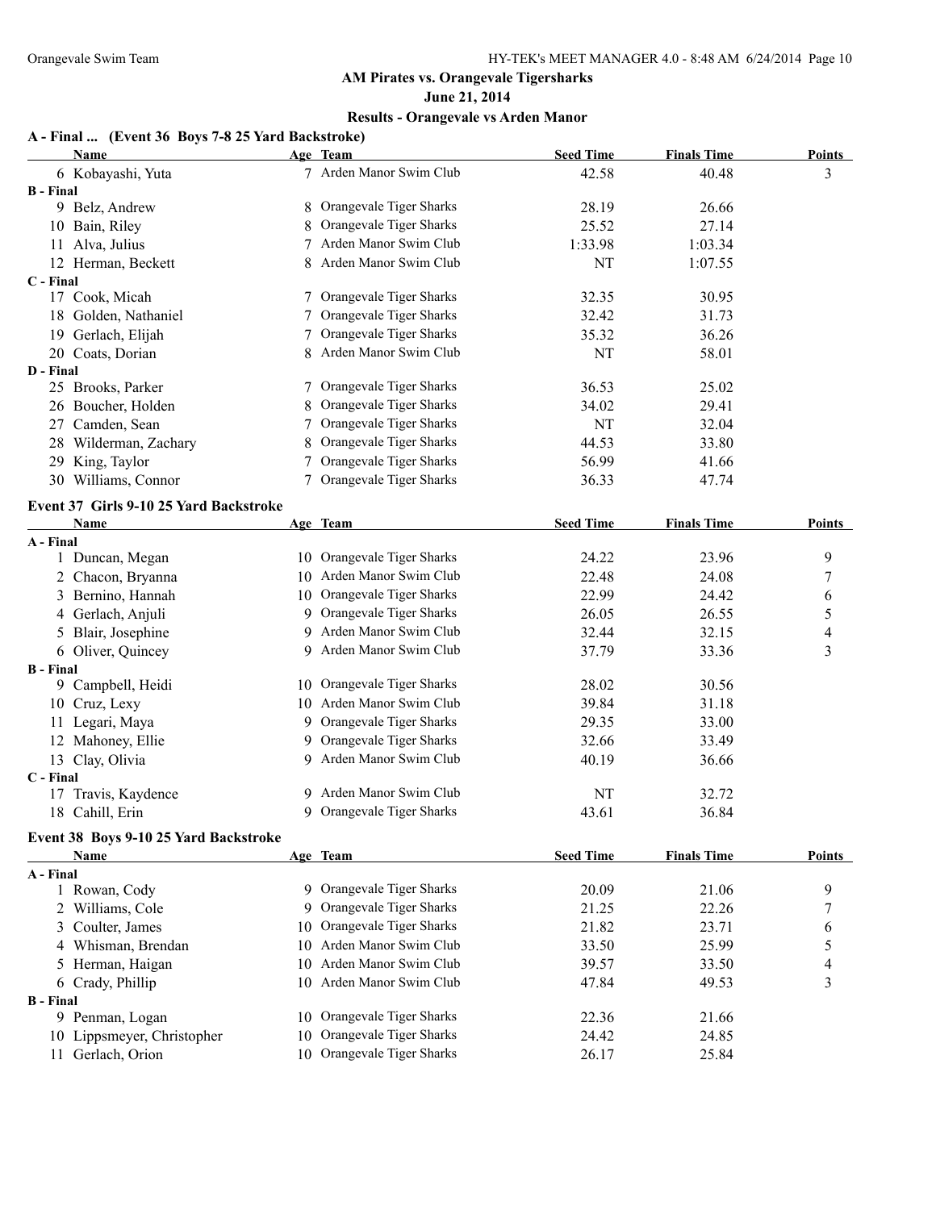**AM Pirates vs. Orangevale Tigersharks**

**June 21, 2014**

**Results - Orangevale vs Arden Manor**

### A - Final ... (Event 36 Boys 7-8 25 Yard Backstroke)

| Name | Age | Team | Seed Time | Finals Time | Points |
|---|---|---|---|---|---|
| 6 Kobayashi, Yuta | 7 | Arden Manor Swim Club | 42.58 | 40.48 | 3 |
| **B - Final** | | | | | |
| 9 Belz, Andrew | 8 | Orangevale Tiger Sharks | 28.19 | 26.66 | |
| 10 Bain, Riley | 8 | Orangevale Tiger Sharks | 25.52 | 27.14 | |
| 11 Alva, Julius | 7 | Arden Manor Swim Club | 1:33.98 | 1:03.34 | |
| 12 Herman, Beckett | 8 | Arden Manor Swim Club | NT | 1:07.55 | |
| **C - Final** | | | | | |
| 17 Cook, Micah | 7 | Orangevale Tiger Sharks | 32.35 | 30.95 | |
| 18 Golden, Nathaniel | 7 | Orangevale Tiger Sharks | 32.42 | 31.73 | |
| 19 Gerlach, Elijah | 7 | Orangevale Tiger Sharks | 35.32 | 36.26 | |
| 20 Coats, Dorian | 8 | Arden Manor Swim Club | NT | 58.01 | |
| **D - Final** | | | | | |
| 25 Brooks, Parker | 7 | Orangevale Tiger Sharks | 36.53 | 25.02 | |
| 26 Boucher, Holden | 8 | Orangevale Tiger Sharks | 34.02 | 29.41 | |
| 27 Camden, Sean | 7 | Orangevale Tiger Sharks | NT | 32.04 | |
| 28 Wilderman, Zachary | 8 | Orangevale Tiger Sharks | 44.53 | 33.80 | |
| 29 King, Taylor | 7 | Orangevale Tiger Sharks | 56.99 | 41.66 | |
| 30 Williams, Connor | 7 | Orangevale Tiger Sharks | 36.33 | 47.74 | |

### Event 37 Girls 9-10 25 Yard Backstroke

| Name | Age | Team | Seed Time | Finals Time | Points |
|---|---|---|---|---|---|
| **A - Final** | | | | | |
| 1 Duncan, Megan | 10 | Orangevale Tiger Sharks | 24.22 | 23.96 | 9 |
| 2 Chacon, Bryanna | 10 | Arden Manor Swim Club | 22.48 | 24.08 | 7 |
| 3 Bernino, Hannah | 10 | Orangevale Tiger Sharks | 22.99 | 24.42 | 6 |
| 4 Gerlach, Anjuli | 9 | Orangevale Tiger Sharks | 26.05 | 26.55 | 5 |
| 5 Blair, Josephine | 9 | Arden Manor Swim Club | 32.44 | 32.15 | 4 |
| 6 Oliver, Quincey | 9 | Arden Manor Swim Club | 37.79 | 33.36 | 3 |
| **B - Final** | | | | | |
| 9 Campbell, Heidi | 10 | Orangevale Tiger Sharks | 28.02 | 30.56 | |
| 10 Cruz, Lexy | 10 | Arden Manor Swim Club | 39.84 | 31.18 | |
| 11 Legari, Maya | 9 | Orangevale Tiger Sharks | 29.35 | 33.00 | |
| 12 Mahoney, Ellie | 9 | Orangevale Tiger Sharks | 32.66 | 33.49 | |
| 13 Clay, Olivia | 9 | Arden Manor Swim Club | 40.19 | 36.66 | |
| **C - Final** | | | | | |
| 17 Travis, Kaydence | 9 | Arden Manor Swim Club | NT | 32.72 | |
| 18 Cahill, Erin | 9 | Orangevale Tiger Sharks | 43.61 | 36.84 | |

### Event 38 Boys 9-10 25 Yard Backstroke

| Name | Age | Team | Seed Time | Finals Time | Points |
|---|---|---|---|---|---|
| **A - Final** | | | | | |
| 1 Rowan, Cody | 9 | Orangevale Tiger Sharks | 20.09 | 21.06 | 9 |
| 2 Williams, Cole | 9 | Orangevale Tiger Sharks | 21.25 | 22.26 | 7 |
| 3 Coulter, James | 10 | Orangevale Tiger Sharks | 21.82 | 23.71 | 6 |
| 4 Whisman, Brendan | 10 | Arden Manor Swim Club | 33.50 | 25.99 | 5 |
| 5 Herman, Haigan | 10 | Arden Manor Swim Club | 39.57 | 33.50 | 4 |
| 6 Crady, Phillip | 10 | Arden Manor Swim Club | 47.84 | 49.53 | 3 |
| **B - Final** | | | | | |
| 9 Penman, Logan | 10 | Orangevale Tiger Sharks | 22.36 | 21.66 | |
| 10 Lippsmeyer, Christopher | 10 | Orangevale Tiger Sharks | 24.42 | 24.85 | |
| 11 Gerlach, Orion | 10 | Orangevale Tiger Sharks | 26.17 | 25.84 | |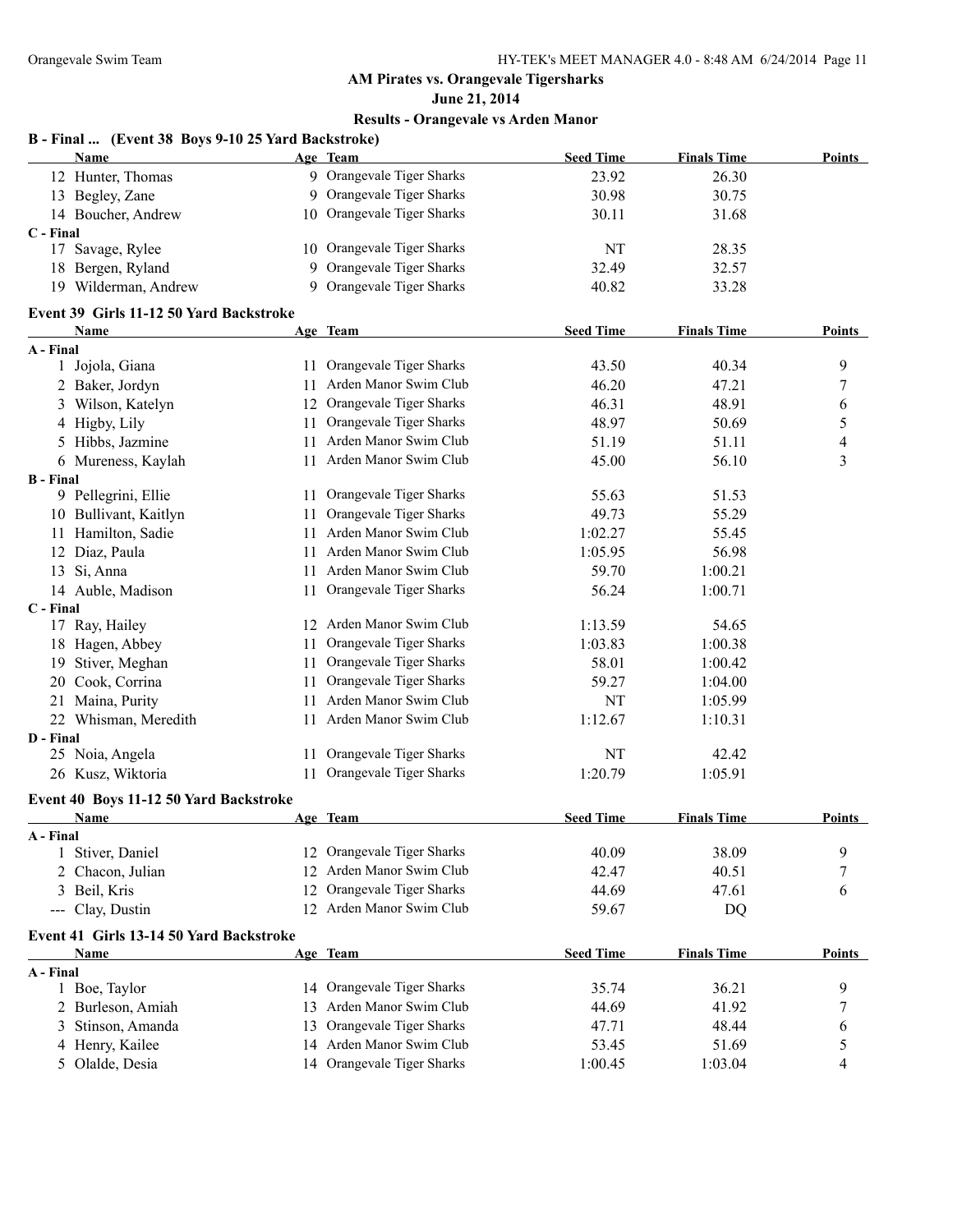## AM Pirates vs. Orangevale Tigersharks

**June 21, 2014**

**Results - Orangevale vs Arden Manor**

### B - Final ... (Event 38 Boys 9-10 25 Yard Backstroke)

| | Name | Age | Team | Seed Time | Finals Time | Points |
|---|---|---|---|---|---|---|
| 12 | Hunter, Thomas | 9 | Orangevale Tiger Sharks | 23.92 | 26.30 | |
| 13 | Begley, Zane | 9 | Orangevale Tiger Sharks | 30.98 | 30.75 | |
| 14 | Boucher, Andrew | 10 | Orangevale Tiger Sharks | 30.11 | 31.68 | |
| **C - Final** | | | | | | |
| 17 | Savage, Rylee | 10 | Orangevale Tiger Sharks | NT | 28.35 | |
| 18 | Bergen, Ryland | 9 | Orangevale Tiger Sharks | 32.49 | 32.57 | |
| 19 | Wilderman, Andrew | 9 | Orangevale Tiger Sharks | 40.82 | 33.28 | |

### Event 39 Girls 11-12 50 Yard Backstroke

| | Name | Age | Team | Seed Time | Finals Time | Points |
|---|---|---|---|---|---|---|
| **A - Final** | | | | | | |
| 1 | Jojola, Giana | 11 | Orangevale Tiger Sharks | 43.50 | 40.34 | 9 |
| 2 | Baker, Jordyn | 11 | Arden Manor Swim Club | 46.20 | 47.21 | 7 |
| 3 | Wilson, Katelyn | 12 | Orangevale Tiger Sharks | 46.31 | 48.91 | 6 |
| 4 | Higby, Lily | 11 | Orangevale Tiger Sharks | 48.97 | 50.69 | 5 |
| 5 | Hibbs, Jazmine | 11 | Arden Manor Swim Club | 51.19 | 51.11 | 4 |
| 6 | Mureness, Kaylah | 11 | Arden Manor Swim Club | 45.00 | 56.10 | 3 |
| **B - Final** | | | | | | |
| 9 | Pellegrini, Ellie | 11 | Orangevale Tiger Sharks | 55.63 | 51.53 | |
| 10 | Bullivant, Kaitlyn | 11 | Orangevale Tiger Sharks | 49.73 | 55.29 | |
| 11 | Hamilton, Sadie | 11 | Arden Manor Swim Club | 1:02.27 | 55.45 | |
| 12 | Diaz, Paula | 11 | Arden Manor Swim Club | 1:05.95 | 56.98 | |
| 13 | Si, Anna | 11 | Arden Manor Swim Club | 59.70 | 1:00.21 | |
| 14 | Auble, Madison | 11 | Orangevale Tiger Sharks | 56.24 | 1:00.71 | |
| **C - Final** | | | | | | |
| 17 | Ray, Hailey | 12 | Arden Manor Swim Club | 1:13.59 | 54.65 | |
| 18 | Hagen, Abbey | 11 | Orangevale Tiger Sharks | 1:03.83 | 1:00.38 | |
| 19 | Stiver, Meghan | 11 | Orangevale Tiger Sharks | 58.01 | 1:00.42 | |
| 20 | Cook, Corrina | 11 | Orangevale Tiger Sharks | 59.27 | 1:04.00 | |
| 21 | Maina, Purity | 11 | Arden Manor Swim Club | NT | 1:05.99 | |
| 22 | Whisman, Meredith | 11 | Arden Manor Swim Club | 1:12.67 | 1:10.31 | |
| **D - Final** | | | | | | |
| 25 | Noia, Angela | 11 | Orangevale Tiger Sharks | NT | 42.42 | |
| 26 | Kusz, Wiktoria | 11 | Orangevale Tiger Sharks | 1:20.79 | 1:05.91 | |

### Event 40 Boys 11-12 50 Yard Backstroke

| | Name | Age | Team | Seed Time | Finals Time | Points |
|---|---|---|---|---|---|---|
| **A - Final** | | | | | | |
| 1 | Stiver, Daniel | 12 | Orangevale Tiger Sharks | 40.09 | 38.09 | 9 |
| 2 | Chacon, Julian | 12 | Arden Manor Swim Club | 42.47 | 40.51 | 7 |
| 3 | Beil, Kris | 12 | Orangevale Tiger Sharks | 44.69 | 47.61 | 6 |
| --- | Clay, Dustin | 12 | Arden Manor Swim Club | 59.67 | DQ | |

### Event 41 Girls 13-14 50 Yard Backstroke

| | Name | Age | Team | Seed Time | Finals Time | Points |
|---|---|---|---|---|---|---|
| **A - Final** | | | | | | |
| 1 | Boe, Taylor | 14 | Orangevale Tiger Sharks | 35.74 | 36.21 | 9 |
| 2 | Burleson, Amiah | 13 | Arden Manor Swim Club | 44.69 | 41.92 | 7 |
| 3 | Stinson, Amanda | 13 | Orangevale Tiger Sharks | 47.71 | 48.44 | 6 |
| 4 | Henry, Kailee | 14 | Arden Manor Swim Club | 53.45 | 51.69 | 5 |
| 5 | Olalde, Desia | 14 | Orangevale Tiger Sharks | 1:00.45 | 1:03.04 | 4 |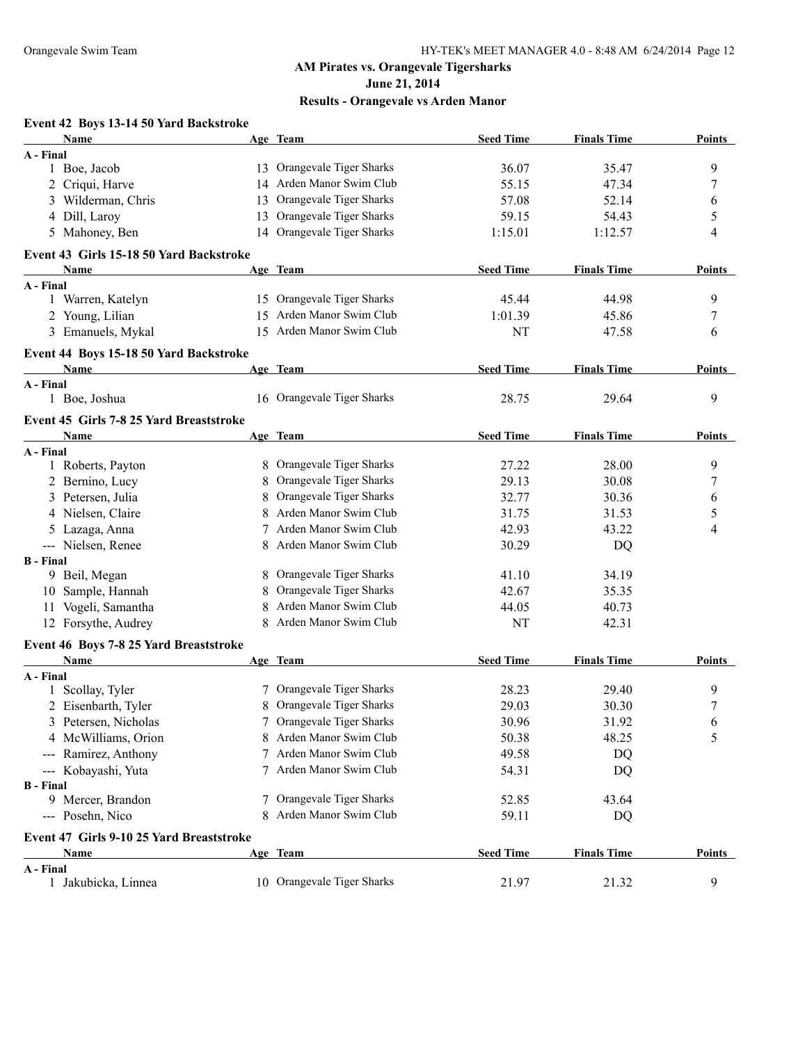**AM Pirates vs. Orangevale Tigersharks**
**June 21, 2014**
**Results - Orangevale vs Arden Manor**

### Event 42 Boys 13-14 50 Yard Backstroke

| Name | Age | Team | Seed Time | Finals Time | Points |
|---|---|---|---|---|---|
| **A - Final** | | | | | |
| 1 Boe, Jacob | 13 | Orangevale Tiger Sharks | 36.07 | 35.47 | 9 |
| 2 Criqui, Harve | 14 | Arden Manor Swim Club | 55.15 | 47.34 | 7 |
| 3 Wilderman, Chris | 13 | Orangevale Tiger Sharks | 57.08 | 52.14 | 6 |
| 4 Dill, Laroy | 13 | Orangevale Tiger Sharks | 59.15 | 54.43 | 5 |
| 5 Mahoney, Ben | 14 | Orangevale Tiger Sharks | 1:15.01 | 1:12.57 | 4 |

### Event 43 Girls 15-18 50 Yard Backstroke

| Name | Age | Team | Seed Time | Finals Time | Points |
|---|---|---|---|---|---|
| **A - Final** | | | | | |
| 1 Warren, Katelyn | 15 | Orangevale Tiger Sharks | 45.44 | 44.98 | 9 |
| 2 Young, Lilian | 15 | Arden Manor Swim Club | 1:01.39 | 45.86 | 7 |
| 3 Emanuels, Mykal | 15 | Arden Manor Swim Club | NT | 47.58 | 6 |

### Event 44 Boys 15-18 50 Yard Backstroke

| Name | Age | Team | Seed Time | Finals Time | Points |
|---|---|---|---|---|---|
| **A - Final** | | | | | |
| 1 Boe, Joshua | 16 | Orangevale Tiger Sharks | 28.75 | 29.64 | 9 |

### Event 45 Girls 7-8 25 Yard Breaststroke

| Name | Age | Team | Seed Time | Finals Time | Points |
|---|---|---|---|---|---|
| **A - Final** | | | | | |
| 1 Roberts, Payton | 8 | Orangevale Tiger Sharks | 27.22 | 28.00 | 9 |
| 2 Bernino, Lucy | 8 | Orangevale Tiger Sharks | 29.13 | 30.08 | 7 |
| 3 Petersen, Julia | 8 | Orangevale Tiger Sharks | 32.77 | 30.36 | 6 |
| 4 Nielsen, Claire | 8 | Arden Manor Swim Club | 31.75 | 31.53 | 5 |
| 5 Lazaga, Anna | 7 | Arden Manor Swim Club | 42.93 | 43.22 | 4 |
| --- Nielsen, Renee | 8 | Arden Manor Swim Club | 30.29 | DQ | |
| **B - Final** | | | | | |
| 9 Beil, Megan | 8 | Orangevale Tiger Sharks | 41.10 | 34.19 | |
| 10 Sample, Hannah | 8 | Orangevale Tiger Sharks | 42.67 | 35.35 | |
| 11 Vogeli, Samantha | 8 | Arden Manor Swim Club | 44.05 | 40.73 | |
| 12 Forsythe, Audrey | 8 | Arden Manor Swim Club | NT | 42.31 | |

### Event 46 Boys 7-8 25 Yard Breaststroke

| Name | Age | Team | Seed Time | Finals Time | Points |
|---|---|---|---|---|---|
| **A - Final** | | | | | |
| 1 Scollay, Tyler | 7 | Orangevale Tiger Sharks | 28.23 | 29.40 | 9 |
| 2 Eisenbarth, Tyler | 8 | Orangevale Tiger Sharks | 29.03 | 30.30 | 7 |
| 3 Petersen, Nicholas | 7 | Orangevale Tiger Sharks | 30.96 | 31.92 | 6 |
| 4 McWilliams, Orion | 8 | Arden Manor Swim Club | 50.38 | 48.25 | 5 |
| --- Ramirez, Anthony | 7 | Arden Manor Swim Club | 49.58 | DQ | |
| --- Kobayashi, Yuta | 7 | Arden Manor Swim Club | 54.31 | DQ | |
| **B - Final** | | | | | |
| 9 Mercer, Brandon | 7 | Orangevale Tiger Sharks | 52.85 | 43.64 | |
| --- Posehn, Nico | 8 | Arden Manor Swim Club | 59.11 | DQ | |

### Event 47 Girls 9-10 25 Yard Breaststroke

| Name | Age | Team | Seed Time | Finals Time | Points |
|---|---|---|---|---|---|
| **A - Final** | | | | | |
| 1 Jakubicka, Linnea | 10 | Orangevale Tiger Sharks | 21.97 | 21.32 | 9 |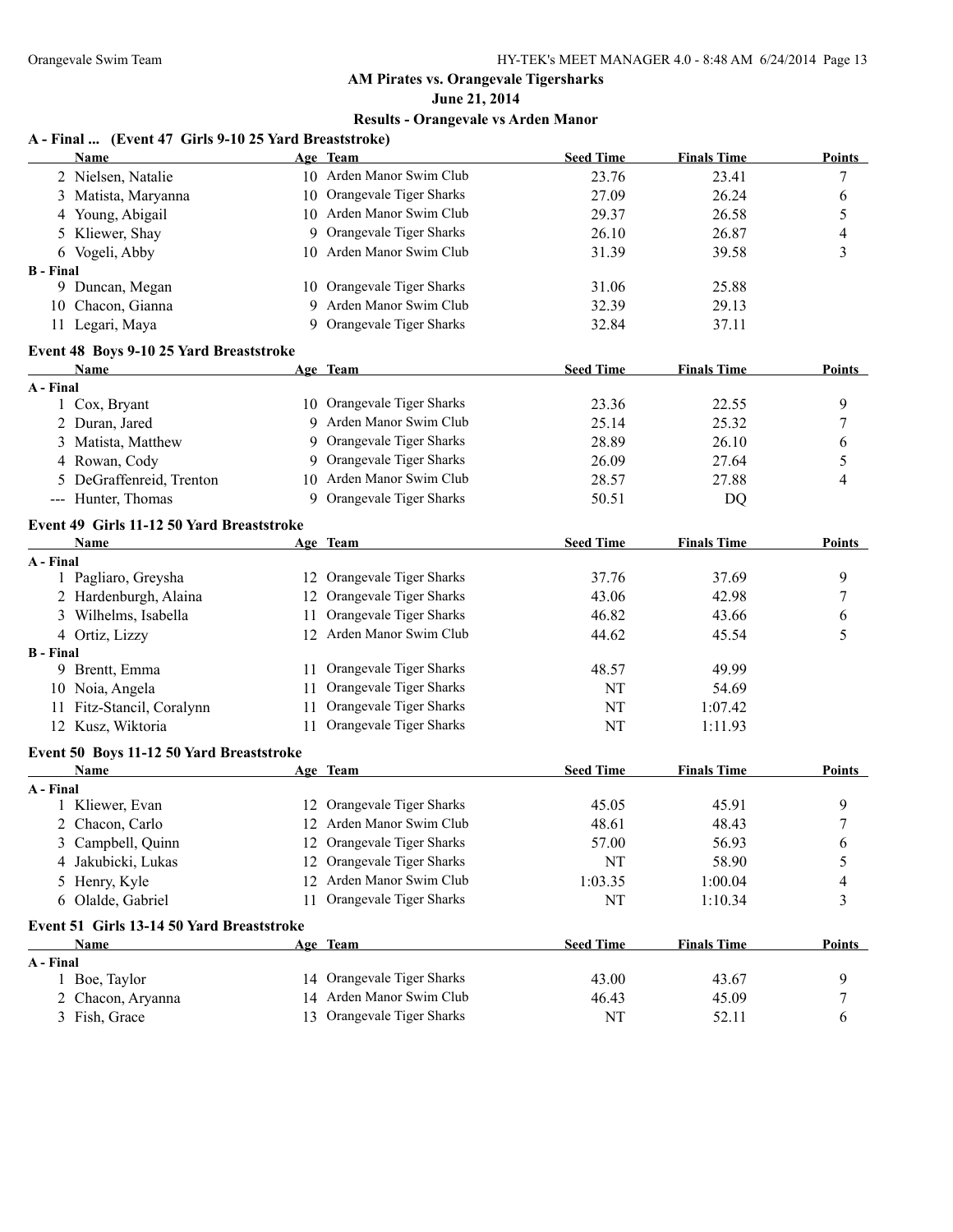**AM Pirates vs. Orangevale Tigersharks**

**June 21, 2014**

**Results - Orangevale vs Arden Manor**

### A - Final ... (Event 47 Girls 9-10 25 Yard Breaststroke)

| | Name | Age | Team | Seed Time | Finals Time | Points |
|---|---|---|---|---|---|---|
| 2 | Nielsen, Natalie | 10 | Arden Manor Swim Club | 23.76 | 23.41 | 7 |
| 3 | Matista, Maryanna | 10 | Orangevale Tiger Sharks | 27.09 | 26.24 | 6 |
| 4 | Young, Abigail | 10 | Arden Manor Swim Club | 29.37 | 26.58 | 5 |
| 5 | Kliewer, Shay | 9 | Orangevale Tiger Sharks | 26.10 | 26.87 | 4 |
| 6 | Vogeli, Abby | 10 | Arden Manor Swim Club | 31.39 | 39.58 | 3 |
| **B - Final** | | | | | | |
| 9 | Duncan, Megan | 10 | Orangevale Tiger Sharks | 31.06 | 25.88 | |
| 10 | Chacon, Gianna | 9 | Arden Manor Swim Club | 32.39 | 29.13 | |
| 11 | Legari, Maya | 9 | Orangevale Tiger Sharks | 32.84 | 37.11 | |

### Event 48 Boys 9-10 25 Yard Breaststroke

| | Name | Age | Team | Seed Time | Finals Time | Points |
|---|---|---|---|---|---|---|
| **A - Final** | | | | | | |
| 1 | Cox, Bryant | 10 | Orangevale Tiger Sharks | 23.36 | 22.55 | 9 |
| 2 | Duran, Jared | 9 | Arden Manor Swim Club | 25.14 | 25.32 | 7 |
| 3 | Matista, Matthew | 9 | Orangevale Tiger Sharks | 28.89 | 26.10 | 6 |
| 4 | Rowan, Cody | 9 | Orangevale Tiger Sharks | 26.09 | 27.64 | 5 |
| 5 | DeGraffenreid, Trenton | 10 | Arden Manor Swim Club | 28.57 | 27.88 | 4 |
| --- | Hunter, Thomas | 9 | Orangevale Tiger Sharks | 50.51 | DQ | |

### Event 49 Girls 11-12 50 Yard Breaststroke

| | Name | Age | Team | Seed Time | Finals Time | Points |
|---|---|---|---|---|---|---|
| **A - Final** | | | | | | |
| 1 | Pagliaro, Greysha | 12 | Orangevale Tiger Sharks | 37.76 | 37.69 | 9 |
| 2 | Hardenburgh, Alaina | 12 | Orangevale Tiger Sharks | 43.06 | 42.98 | 7 |
| 3 | Wilhelms, Isabella | 11 | Orangevale Tiger Sharks | 46.82 | 43.66 | 6 |
| 4 | Ortiz, Lizzy | 12 | Arden Manor Swim Club | 44.62 | 45.54 | 5 |
| **B - Final** | | | | | | |
| 9 | Brentt, Emma | 11 | Orangevale Tiger Sharks | 48.57 | 49.99 | |
| 10 | Noia, Angela | 11 | Orangevale Tiger Sharks | NT | 54.69 | |
| 11 | Fitz-Stancil, Coralynn | 11 | Orangevale Tiger Sharks | NT | 1:07.42 | |
| 12 | Kusz, Wiktoria | 11 | Orangevale Tiger Sharks | NT | 1:11.93 | |

### Event 50 Boys 11-12 50 Yard Breaststroke

| | Name | Age | Team | Seed Time | Finals Time | Points |
|---|---|---|---|---|---|---|
| **A - Final** | | | | | | |
| 1 | Kliewer, Evan | 12 | Orangevale Tiger Sharks | 45.05 | 45.91 | 9 |
| 2 | Chacon, Carlo | 12 | Arden Manor Swim Club | 48.61 | 48.43 | 7 |
| 3 | Campbell, Quinn | 12 | Orangevale Tiger Sharks | 57.00 | 56.93 | 6 |
| 4 | Jakubicki, Lukas | 12 | Orangevale Tiger Sharks | NT | 58.90 | 5 |
| 5 | Henry, Kyle | 12 | Arden Manor Swim Club | 1:03.35 | 1:00.04 | 4 |
| 6 | Olalde, Gabriel | 11 | Orangevale Tiger Sharks | NT | 1:10.34 | 3 |

### Event 51 Girls 13-14 50 Yard Breaststroke

| | Name | Age | Team | Seed Time | Finals Time | Points |
|---|---|---|---|---|---|---|
| **A - Final** | | | | | | |
| 1 | Boe, Taylor | 14 | Orangevale Tiger Sharks | 43.00 | 43.67 | 9 |
| 2 | Chacon, Aryanna | 14 | Arden Manor Swim Club | 46.43 | 45.09 | 7 |
| 3 | Fish, Grace | 13 | Orangevale Tiger Sharks | NT | 52.11 | 6 |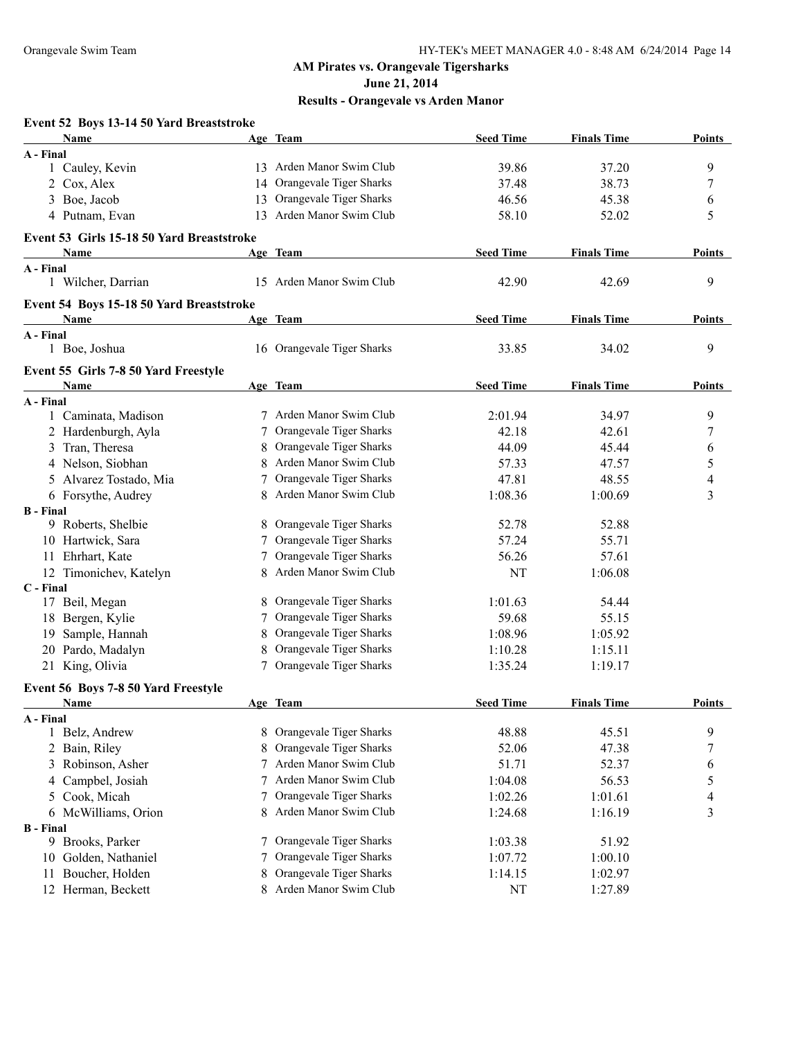## AM Pirates vs. Orangevale Tigersharks

### June 21, 2014

### Results - Orangevale vs Arden Manor

#### Event 52 Boys 13-14 50 Yard Breaststroke

| Name | Age | Team | Seed Time | Finals Time | Points |
|---|---|---|---|---|---|
| **A - Final** | | | | | |
| 1 Cauley, Kevin | 13 | Arden Manor Swim Club | 39.86 | 37.20 | 9 |
| 2 Cox, Alex | 14 | Orangevale Tiger Sharks | 37.48 | 38.73 | 7 |
| 3 Boe, Jacob | 13 | Orangevale Tiger Sharks | 46.56 | 45.38 | 6 |
| 4 Putnam, Evan | 13 | Arden Manor Swim Club | 58.10 | 52.02 | 5 |

#### Event 53 Girls 15-18 50 Yard Breaststroke

| Name | Age | Team | Seed Time | Finals Time | Points |
|---|---|---|---|---|---|
| **A - Final** | | | | | |
| 1 Wilcher, Darrian | 15 | Arden Manor Swim Club | 42.90 | 42.69 | 9 |

#### Event 54 Boys 15-18 50 Yard Breaststroke

| Name | Age | Team | Seed Time | Finals Time | Points |
|---|---|---|---|---|---|
| **A - Final** | | | | | |
| 1 Boe, Joshua | 16 | Orangevale Tiger Sharks | 33.85 | 34.02 | 9 |

#### Event 55 Girls 7-8 50 Yard Freestyle

| Name | Age | Team | Seed Time | Finals Time | Points |
|---|---|---|---|---|---|
| **A - Final** | | | | | |
| 1 Caminata, Madison | 7 | Arden Manor Swim Club | 2:01.94 | 34.97 | 9 |
| 2 Hardenburgh, Ayla | 7 | Orangevale Tiger Sharks | 42.18 | 42.61 | 7 |
| 3 Tran, Theresa | 8 | Orangevale Tiger Sharks | 44.09 | 45.44 | 6 |
| 4 Nelson, Siobhan | 8 | Arden Manor Swim Club | 57.33 | 47.57 | 5 |
| 5 Alvarez Tostado, Mia | 7 | Orangevale Tiger Sharks | 47.81 | 48.55 | 4 |
| 6 Forsythe, Audrey | 8 | Arden Manor Swim Club | 1:08.36 | 1:00.69 | 3 |
| **B - Final** | | | | | |
| 9 Roberts, Shelbie | 8 | Orangevale Tiger Sharks | 52.78 | 52.88 | |
| 10 Hartwick, Sara | 7 | Orangevale Tiger Sharks | 57.24 | 55.71 | |
| 11 Ehrhart, Kate | 7 | Orangevale Tiger Sharks | 56.26 | 57.61 | |
| 12 Timonichev, Katelyn | 8 | Arden Manor Swim Club | NT | 1:06.08 | |
| **C - Final** | | | | | |
| 17 Beil, Megan | 8 | Orangevale Tiger Sharks | 1:01.63 | 54.44 | |
| 18 Bergen, Kylie | 7 | Orangevale Tiger Sharks | 59.68 | 55.15 | |
| 19 Sample, Hannah | 8 | Orangevale Tiger Sharks | 1:08.96 | 1:05.92 | |
| 20 Pardo, Madalyn | 8 | Orangevale Tiger Sharks | 1:10.28 | 1:15.11 | |
| 21 King, Olivia | 7 | Orangevale Tiger Sharks | 1:35.24 | 1:19.17 | |

#### Event 56 Boys 7-8 50 Yard Freestyle

| Name | Age | Team | Seed Time | Finals Time | Points |
|---|---|---|---|---|---|
| **A - Final** | | | | | |
| 1 Belz, Andrew | 8 | Orangevale Tiger Sharks | 48.88 | 45.51 | 9 |
| 2 Bain, Riley | 8 | Orangevale Tiger Sharks | 52.06 | 47.38 | 7 |
| 3 Robinson, Asher | 7 | Arden Manor Swim Club | 51.71 | 52.37 | 6 |
| 4 Campbel, Josiah | 7 | Arden Manor Swim Club | 1:04.08 | 56.53 | 5 |
| 5 Cook, Micah | 7 | Orangevale Tiger Sharks | 1:02.26 | 1:01.61 | 4 |
| 6 McWilliams, Orion | 8 | Arden Manor Swim Club | 1:24.68 | 1:16.19 | 3 |
| **B - Final** | | | | | |
| 9 Brooks, Parker | 7 | Orangevale Tiger Sharks | 1:03.38 | 51.92 | |
| 10 Golden, Nathaniel | 7 | Orangevale Tiger Sharks | 1:07.72 | 1:00.10 | |
| 11 Boucher, Holden | 8 | Orangevale Tiger Sharks | 1:14.15 | 1:02.97 | |
| 12 Herman, Beckett | 8 | Arden Manor Swim Club | NT | 1:27.89 | |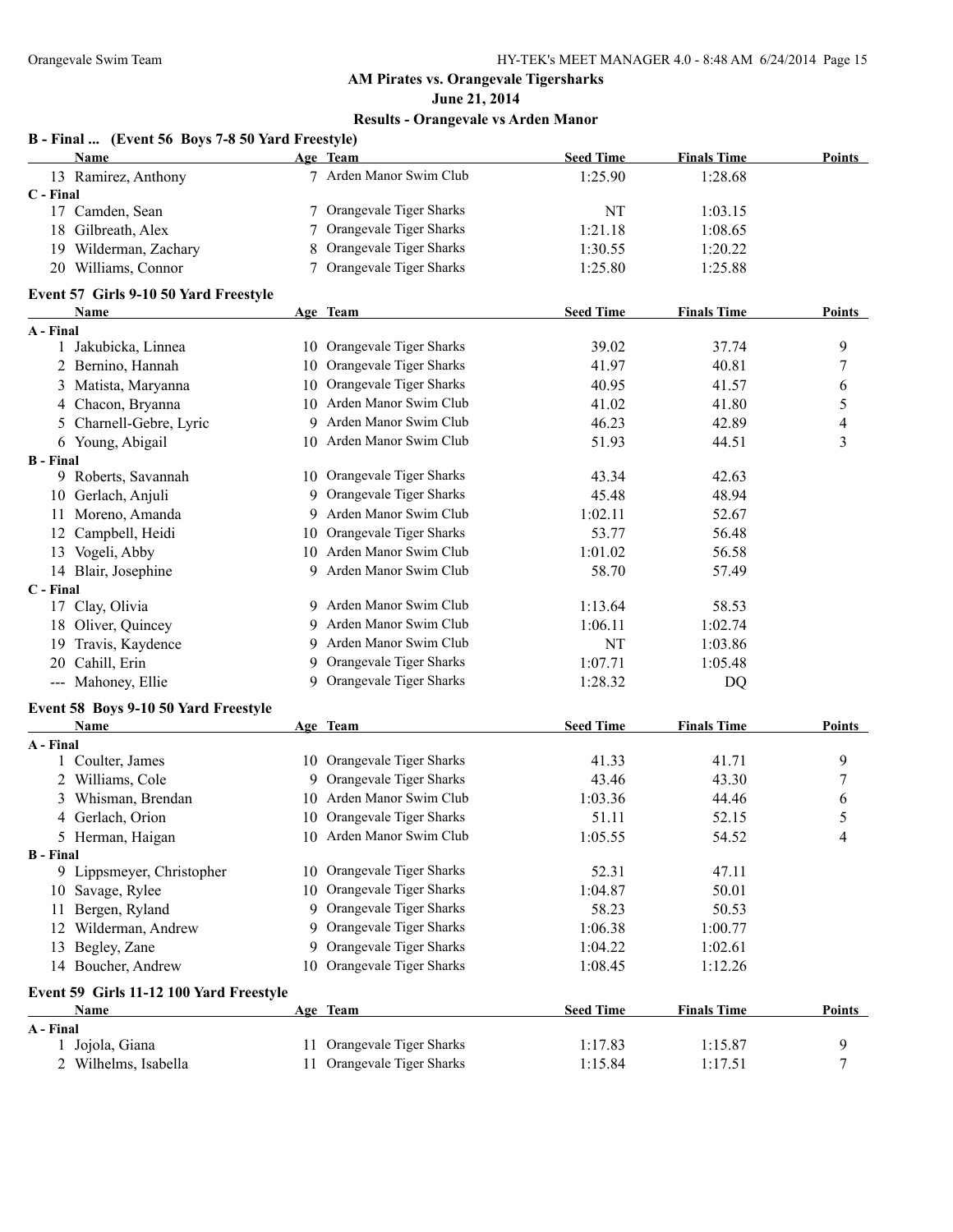## AM Pirates vs. Orangevale Tigersharks

**June 21, 2014**

**Results - Orangevale vs Arden Manor**

### B - Final ... (Event 56 Boys 7-8 50 Yard Freestyle)

| | Name | Age | Team | Seed Time | Finals Time | Points |
|---|---|---|---|---|---|---|
| 13 | Ramirez, Anthony | 7 | Arden Manor Swim Club | 1:25.90 | 1:28.68 | |
| **C - Final** | | | | | | |
| 17 | Camden, Sean | 7 | Orangevale Tiger Sharks | NT | 1:03.15 | |
| 18 | Gilbreath, Alex | 7 | Orangevale Tiger Sharks | 1:21.18 | 1:08.65 | |
| 19 | Wilderman, Zachary | 8 | Orangevale Tiger Sharks | 1:30.55 | 1:20.22 | |
| 20 | Williams, Connor | 7 | Orangevale Tiger Sharks | 1:25.80 | 1:25.88 | |

### Event 57 Girls 9-10 50 Yard Freestyle

| | Name | Age | Team | Seed Time | Finals Time | Points |
|---|---|---|---|---|---|---|
| **A - Final** | | | | | | |
| 1 | Jakubicka, Linnea | 10 | Orangevale Tiger Sharks | 39.02 | 37.74 | 9 |
| 2 | Bernino, Hannah | 10 | Orangevale Tiger Sharks | 41.97 | 40.81 | 7 |
| 3 | Matista, Maryanna | 10 | Orangevale Tiger Sharks | 40.95 | 41.57 | 6 |
| 4 | Chacon, Bryanna | 10 | Arden Manor Swim Club | 41.02 | 41.80 | 5 |
| 5 | Charnell-Gebre, Lyric | 9 | Arden Manor Swim Club | 46.23 | 42.89 | 4 |
| 6 | Young, Abigail | 10 | Arden Manor Swim Club | 51.93 | 44.51 | 3 |
| **B - Final** | | | | | | |
| 9 | Roberts, Savannah | 10 | Orangevale Tiger Sharks | 43.34 | 42.63 | |
| 10 | Gerlach, Anjuli | 9 | Orangevale Tiger Sharks | 45.48 | 48.94 | |
| 11 | Moreno, Amanda | 9 | Arden Manor Swim Club | 1:02.11 | 52.67 | |
| 12 | Campbell, Heidi | 10 | Orangevale Tiger Sharks | 53.77 | 56.48 | |
| 13 | Vogeli, Abby | 10 | Arden Manor Swim Club | 1:01.02 | 56.58 | |
| 14 | Blair, Josephine | 9 | Arden Manor Swim Club | 58.70 | 57.49 | |
| **C - Final** | | | | | | |
| 17 | Clay, Olivia | 9 | Arden Manor Swim Club | 1:13.64 | 58.53 | |
| 18 | Oliver, Quincey | 9 | Arden Manor Swim Club | 1:06.11 | 1:02.74 | |
| 19 | Travis, Kaydence | 9 | Arden Manor Swim Club | NT | 1:03.86 | |
| 20 | Cahill, Erin | 9 | Orangevale Tiger Sharks | 1:07.71 | 1:05.48 | |
| --- | Mahoney, Ellie | 9 | Orangevale Tiger Sharks | 1:28.32 | DQ | |

### Event 58 Boys 9-10 50 Yard Freestyle

| | Name | Age | Team | Seed Time | Finals Time | Points |
|---|---|---|---|---|---|---|
| **A - Final** | | | | | | |
| 1 | Coulter, James | 10 | Orangevale Tiger Sharks | 41.33 | 41.71 | 9 |
| 2 | Williams, Cole | 9 | Orangevale Tiger Sharks | 43.46 | 43.30 | 7 |
| 3 | Whisman, Brendan | 10 | Arden Manor Swim Club | 1:03.36 | 44.46 | 6 |
| 4 | Gerlach, Orion | 10 | Orangevale Tiger Sharks | 51.11 | 52.15 | 5 |
| 5 | Herman, Haigan | 10 | Arden Manor Swim Club | 1:05.55 | 54.52 | 4 |
| **B - Final** | | | | | | |
| 9 | Lippsmeyer, Christopher | 10 | Orangevale Tiger Sharks | 52.31 | 47.11 | |
| 10 | Savage, Rylee | 10 | Orangevale Tiger Sharks | 1:04.87 | 50.01 | |
| 11 | Bergen, Ryland | 9 | Orangevale Tiger Sharks | 58.23 | 50.53 | |
| 12 | Wilderman, Andrew | 9 | Orangevale Tiger Sharks | 1:06.38 | 1:00.77 | |
| 13 | Begley, Zane | 9 | Orangevale Tiger Sharks | 1:04.22 | 1:02.61 | |
| 14 | Boucher, Andrew | 10 | Orangevale Tiger Sharks | 1:08.45 | 1:12.26 | |

### Event 59 Girls 11-12 100 Yard Freestyle

| | Name | Age | Team | Seed Time | Finals Time | Points |
|---|---|---|---|---|---|---|
| **A - Final** | | | | | | |
| 1 | Jojola, Giana | 11 | Orangevale Tiger Sharks | 1:17.83 | 1:15.87 | 9 |
| 2 | Wilhelms, Isabella | 11 | Orangevale Tiger Sharks | 1:15.84 | 1:17.51 | 7 |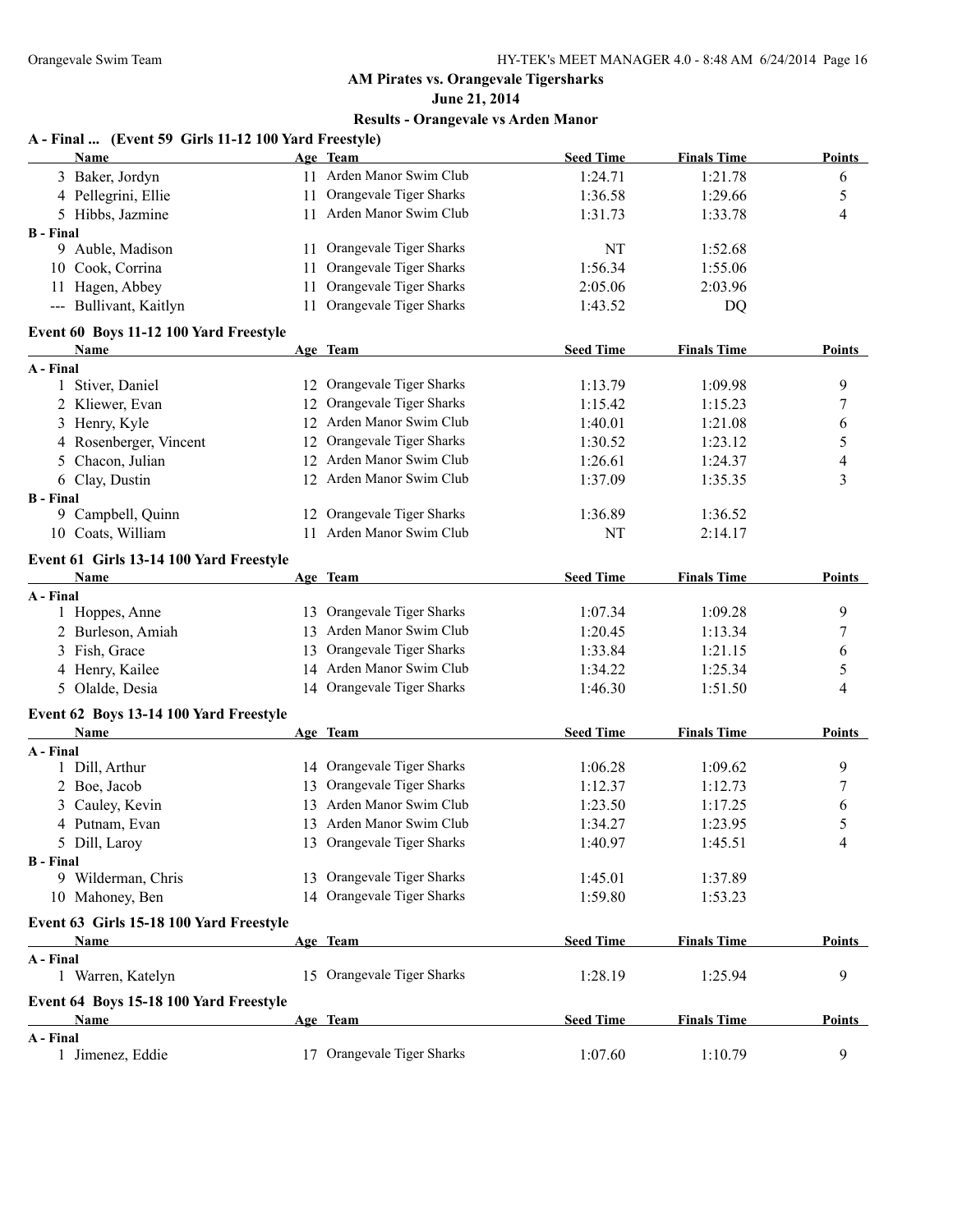**AM Pirates vs. Orangevale Tigersharks**

**June 21, 2014**

**Results - Orangevale vs Arden Manor**

### A - Final ... (Event 59 Girls 11-12 100 Yard Freestyle)

| | Name | Age | Team | Seed Time | Finals Time | Points |
|---|---|---|---|---|---|---|
| 3 | Baker, Jordyn | 11 | Arden Manor Swim Club | 1:24.71 | 1:21.78 | 6 |
| 4 | Pellegrini, Ellie | 11 | Orangevale Tiger Sharks | 1:36.58 | 1:29.66 | 5 |
| 5 | Hibbs, Jazmine | 11 | Arden Manor Swim Club | 1:31.73 | 1:33.78 | 4 |
| **B - Final** | | | | | | |
| 9 | Auble, Madison | 11 | Orangevale Tiger Sharks | NT | 1:52.68 | |
| 10 | Cook, Corrina | 11 | Orangevale Tiger Sharks | 1:56.34 | 1:55.06 | |
| 11 | Hagen, Abbey | 11 | Orangevale Tiger Sharks | 2:05.06 | 2:03.96 | |
| --- | Bullivant, Kaitlyn | 11 | Orangevale Tiger Sharks | 1:43.52 | DQ | |

### Event 60 Boys 11-12 100 Yard Freestyle

| | Name | Age | Team | Seed Time | Finals Time | Points |
|---|---|---|---|---|---|---|
| **A - Final** | | | | | | |
| 1 | Stiver, Daniel | 12 | Orangevale Tiger Sharks | 1:13.79 | 1:09.98 | 9 |
| 2 | Kliewer, Evan | 12 | Orangevale Tiger Sharks | 1:15.42 | 1:15.23 | 7 |
| 3 | Henry, Kyle | 12 | Arden Manor Swim Club | 1:40.01 | 1:21.08 | 6 |
| 4 | Rosenberger, Vincent | 12 | Orangevale Tiger Sharks | 1:30.52 | 1:23.12 | 5 |
| 5 | Chacon, Julian | 12 | Arden Manor Swim Club | 1:26.61 | 1:24.37 | 4 |
| 6 | Clay, Dustin | 12 | Arden Manor Swim Club | 1:37.09 | 1:35.35 | 3 |
| **B - Final** | | | | | | |
| 9 | Campbell, Quinn | 12 | Orangevale Tiger Sharks | 1:36.89 | 1:36.52 | |
| 10 | Coats, William | 11 | Arden Manor Swim Club | NT | 2:14.17 | |

### Event 61 Girls 13-14 100 Yard Freestyle

| | Name | Age | Team | Seed Time | Finals Time | Points |
|---|---|---|---|---|---|---|
| **A - Final** | | | | | | |
| 1 | Hoppes, Anne | 13 | Orangevale Tiger Sharks | 1:07.34 | 1:09.28 | 9 |
| 2 | Burleson, Amiah | 13 | Arden Manor Swim Club | 1:20.45 | 1:13.34 | 7 |
| 3 | Fish, Grace | 13 | Orangevale Tiger Sharks | 1:33.84 | 1:21.15 | 6 |
| 4 | Henry, Kailee | 14 | Arden Manor Swim Club | 1:34.22 | 1:25.34 | 5 |
| 5 | Olalde, Desia | 14 | Orangevale Tiger Sharks | 1:46.30 | 1:51.50 | 4 |

### Event 62 Boys 13-14 100 Yard Freestyle

| | Name | Age | Team | Seed Time | Finals Time | Points |
|---|---|---|---|---|---|---|
| **A - Final** | | | | | | |
| 1 | Dill, Arthur | 14 | Orangevale Tiger Sharks | 1:06.28 | 1:09.62 | 9 |
| 2 | Boe, Jacob | 13 | Orangevale Tiger Sharks | 1:12.37 | 1:12.73 | 7 |
| 3 | Cauley, Kevin | 13 | Arden Manor Swim Club | 1:23.50 | 1:17.25 | 6 |
| 4 | Putnam, Evan | 13 | Arden Manor Swim Club | 1:34.27 | 1:23.95 | 5 |
| 5 | Dill, Laroy | 13 | Orangevale Tiger Sharks | 1:40.97 | 1:45.51 | 4 |
| **B - Final** | | | | | | |
| 9 | Wilderman, Chris | 13 | Orangevale Tiger Sharks | 1:45.01 | 1:37.89 | |
| 10 | Mahoney, Ben | 14 | Orangevale Tiger Sharks | 1:59.80 | 1:53.23 | |

### Event 63 Girls 15-18 100 Yard Freestyle

| | Name | Age | Team | Seed Time | Finals Time | Points |
|---|---|---|---|---|---|---|
| **A - Final** | | | | | | |
| 1 | Warren, Katelyn | 15 | Orangevale Tiger Sharks | 1:28.19 | 1:25.94 | 9 |

### Event 64 Boys 15-18 100 Yard Freestyle

| | Name | Age | Team | Seed Time | Finals Time | Points |
|---|---|---|---|---|---|---|
| **A - Final** | | | | | | |
| 1 | Jimenez, Eddie | 17 | Orangevale Tiger Sharks | 1:07.60 | 1:10.79 | 9 |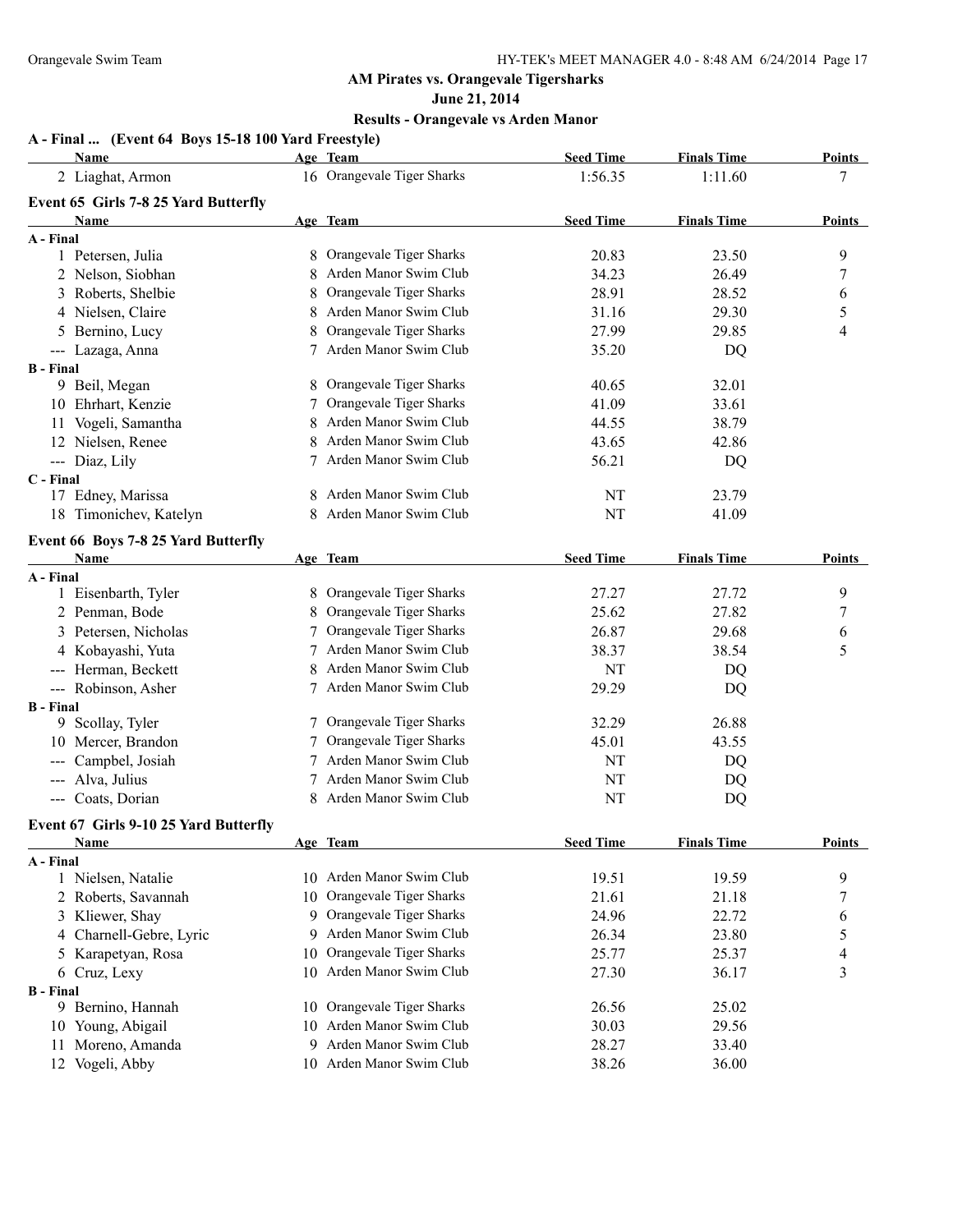**AM Pirates vs. Orangevale Tigersharks**

**June 21, 2014**

**Results - Orangevale vs Arden Manor**

**A - Final ... (Event 64 Boys 15-18 100 Yard Freestyle)**

| Name | Age | Team | Seed Time | Finals Time | Points |
|---|---|---|---|---|---|
| 2 Liaghat, Armon | 16 | Orangevale Tiger Sharks | 1:56.35 | 1:11.60 | 7 |

**Event 65 Girls 7-8 25 Yard Butterfly**

| Name | Age | Team | Seed Time | Finals Time | Points |
|---|---|---|---|---|---|
| **A - Final** | | | | | |
| 1 Petersen, Julia | 8 | Orangevale Tiger Sharks | 20.83 | 23.50 | 9 |
| 2 Nelson, Siobhan | 8 | Arden Manor Swim Club | 34.23 | 26.49 | 7 |
| 3 Roberts, Shelbie | 8 | Orangevale Tiger Sharks | 28.91 | 28.52 | 6 |
| 4 Nielsen, Claire | 8 | Arden Manor Swim Club | 31.16 | 29.30 | 5 |
| 5 Bernino, Lucy | 8 | Orangevale Tiger Sharks | 27.99 | 29.85 | 4 |
| --- Lazaga, Anna | 7 | Arden Manor Swim Club | 35.20 | DQ | |
| **B - Final** | | | | | |
| 9 Beil, Megan | 8 | Orangevale Tiger Sharks | 40.65 | 32.01 | |
| 10 Ehrhart, Kenzie | 7 | Orangevale Tiger Sharks | 41.09 | 33.61 | |
| 11 Vogeli, Samantha | 8 | Arden Manor Swim Club | 44.55 | 38.79 | |
| 12 Nielsen, Renee | 8 | Arden Manor Swim Club | 43.65 | 42.86 | |
| --- Diaz, Lily | 7 | Arden Manor Swim Club | 56.21 | DQ | |
| **C - Final** | | | | | |
| 17 Edney, Marissa | 8 | Arden Manor Swim Club | NT | 23.79 | |
| 18 Timonichev, Katelyn | 8 | Arden Manor Swim Club | NT | 41.09 | |

**Event 66 Boys 7-8 25 Yard Butterfly**

| Name | Age | Team | Seed Time | Finals Time | Points |
|---|---|---|---|---|---|
| **A - Final** | | | | | |
| 1 Eisenbarth, Tyler | 8 | Orangevale Tiger Sharks | 27.27 | 27.72 | 9 |
| 2 Penman, Bode | 8 | Orangevale Tiger Sharks | 25.62 | 27.82 | 7 |
| 3 Petersen, Nicholas | 7 | Orangevale Tiger Sharks | 26.87 | 29.68 | 6 |
| 4 Kobayashi, Yuta | 7 | Arden Manor Swim Club | 38.37 | 38.54 | 5 |
| --- Herman, Beckett | 8 | Arden Manor Swim Club | NT | DQ | |
| --- Robinson, Asher | 7 | Arden Manor Swim Club | 29.29 | DQ | |
| **B - Final** | | | | | |
| 9 Scollay, Tyler | 7 | Orangevale Tiger Sharks | 32.29 | 26.88 | |
| 10 Mercer, Brandon | 7 | Orangevale Tiger Sharks | 45.01 | 43.55 | |
| --- Campbel, Josiah | 7 | Arden Manor Swim Club | NT | DQ | |
| --- Alva, Julius | 7 | Arden Manor Swim Club | NT | DQ | |
| --- Coats, Dorian | 8 | Arden Manor Swim Club | NT | DQ | |

**Event 67 Girls 9-10 25 Yard Butterfly**

| Name | Age | Team | Seed Time | Finals Time | Points |
|---|---|---|---|---|---|
| **A - Final** | | | | | |
| 1 Nielsen, Natalie | 10 | Arden Manor Swim Club | 19.51 | 19.59 | 9 |
| 2 Roberts, Savannah | 10 | Orangevale Tiger Sharks | 21.61 | 21.18 | 7 |
| 3 Kliewer, Shay | 9 | Orangevale Tiger Sharks | 24.96 | 22.72 | 6 |
| 4 Charnell-Gebre, Lyric | 9 | Arden Manor Swim Club | 26.34 | 23.80 | 5 |
| 5 Karapetyan, Rosa | 10 | Orangevale Tiger Sharks | 25.77 | 25.37 | 4 |
| 6 Cruz, Lexy | 10 | Arden Manor Swim Club | 27.30 | 36.17 | 3 |
| **B - Final** | | | | | |
| 9 Bernino, Hannah | 10 | Orangevale Tiger Sharks | 26.56 | 25.02 | |
| 10 Young, Abigail | 10 | Arden Manor Swim Club | 30.03 | 29.56 | |
| 11 Moreno, Amanda | 9 | Arden Manor Swim Club | 28.27 | 33.40 | |
| 12 Vogeli, Abby | 10 | Arden Manor Swim Club | 38.26 | 36.00 | |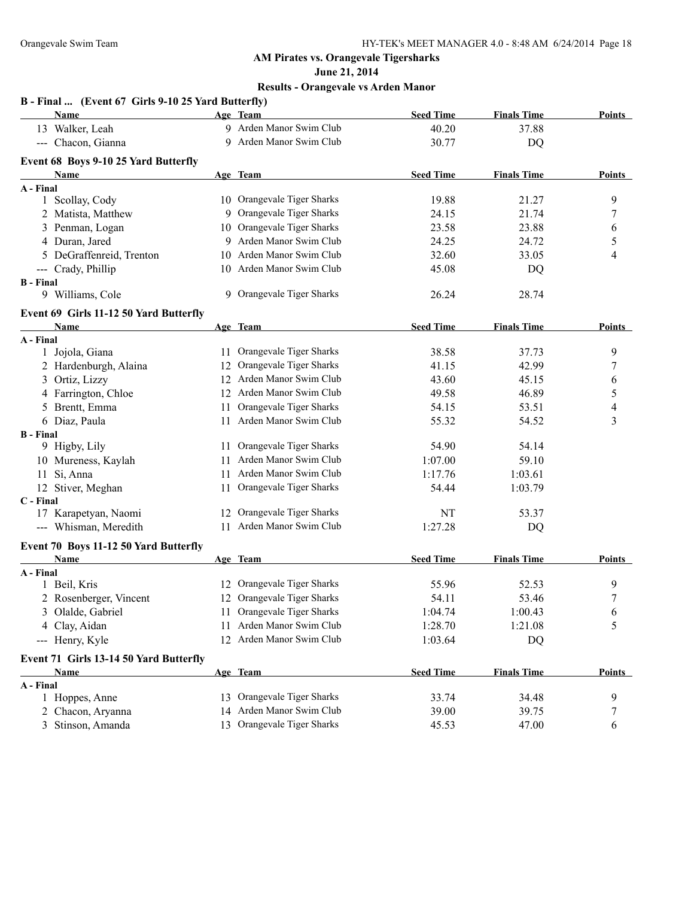**AM Pirates vs. Orangevale Tigersharks**

**June 21, 2014**

**Results - Orangevale vs Arden Manor**

### B - Final ... (Event 67 Girls 9-10 25 Yard Butterfly)

| Name | Age | Team | Seed Time | Finals Time | Points |
|---|---|---|---|---|---|
| 13 Walker, Leah | 9 | Arden Manor Swim Club | 40.20 | 37.88 | |
| --- Chacon, Gianna | 9 | Arden Manor Swim Club | 30.77 | DQ | |

### Event 68 Boys 9-10 25 Yard Butterfly

| Name | Age | Team | Seed Time | Finals Time | Points |
|---|---|---|---|---|---|
| **A - Final** | | | | | |
| 1 Scollay, Cody | 10 | Orangevale Tiger Sharks | 19.88 | 21.27 | 9 |
| 2 Matista, Matthew | 9 | Orangevale Tiger Sharks | 24.15 | 21.74 | 7 |
| 3 Penman, Logan | 10 | Orangevale Tiger Sharks | 23.58 | 23.88 | 6 |
| 4 Duran, Jared | 9 | Arden Manor Swim Club | 24.25 | 24.72 | 5 |
| 5 DeGraffenreid, Trenton | 10 | Arden Manor Swim Club | 32.60 | 33.05 | 4 |
| --- Crady, Phillip | 10 | Arden Manor Swim Club | 45.08 | DQ | |
| **B - Final** | | | | | |
| 9 Williams, Cole | 9 | Orangevale Tiger Sharks | 26.24 | 28.74 | |

### Event 69 Girls 11-12 50 Yard Butterfly

| Name | Age | Team | Seed Time | Finals Time | Points |
|---|---|---|---|---|---|
| **A - Final** | | | | | |
| 1 Jojola, Giana | 11 | Orangevale Tiger Sharks | 38.58 | 37.73 | 9 |
| 2 Hardenburgh, Alaina | 12 | Orangevale Tiger Sharks | 41.15 | 42.99 | 7 |
| 3 Ortiz, Lizzy | 12 | Arden Manor Swim Club | 43.60 | 45.15 | 6 |
| 4 Farrington, Chloe | 12 | Arden Manor Swim Club | 49.58 | 46.89 | 5 |
| 5 Brentt, Emma | 11 | Orangevale Tiger Sharks | 54.15 | 53.51 | 4 |
| 6 Diaz, Paula | 11 | Arden Manor Swim Club | 55.32 | 54.52 | 3 |
| **B - Final** | | | | | |
| 9 Higby, Lily | 11 | Orangevale Tiger Sharks | 54.90 | 54.14 | |
| 10 Mureness, Kaylah | 11 | Arden Manor Swim Club | 1:07.00 | 59.10 | |
| 11 Si, Anna | 11 | Arden Manor Swim Club | 1:17.76 | 1:03.61 | |
| 12 Stiver, Meghan | 11 | Orangevale Tiger Sharks | 54.44 | 1:03.79 | |
| **C - Final** | | | | | |
| 17 Karapetyan, Naomi | 12 | Orangevale Tiger Sharks | NT | 53.37 | |
| --- Whisman, Meredith | 11 | Arden Manor Swim Club | 1:27.28 | DQ | |

### Event 70 Boys 11-12 50 Yard Butterfly

| Name | Age | Team | Seed Time | Finals Time | Points |
|---|---|---|---|---|---|
| **A - Final** | | | | | |
| 1 Beil, Kris | 12 | Orangevale Tiger Sharks | 55.96 | 52.53 | 9 |
| 2 Rosenberger, Vincent | 12 | Orangevale Tiger Sharks | 54.11 | 53.46 | 7 |
| 3 Olalde, Gabriel | 11 | Orangevale Tiger Sharks | 1:04.74 | 1:00.43 | 6 |
| 4 Clay, Aidan | 11 | Arden Manor Swim Club | 1:28.70 | 1:21.08 | 5 |
| --- Henry, Kyle | 12 | Arden Manor Swim Club | 1:03.64 | DQ | |

### Event 71 Girls 13-14 50 Yard Butterfly

| Name | Age | Team | Seed Time | Finals Time | Points |
|---|---|---|---|---|---|
| **A - Final** | | | | | |
| 1 Hoppes, Anne | 13 | Orangevale Tiger Sharks | 33.74 | 34.48 | 9 |
| 2 Chacon, Aryanna | 14 | Arden Manor Swim Club | 39.00 | 39.75 | 7 |
| 3 Stinson, Amanda | 13 | Orangevale Tiger Sharks | 45.53 | 47.00 | 6 |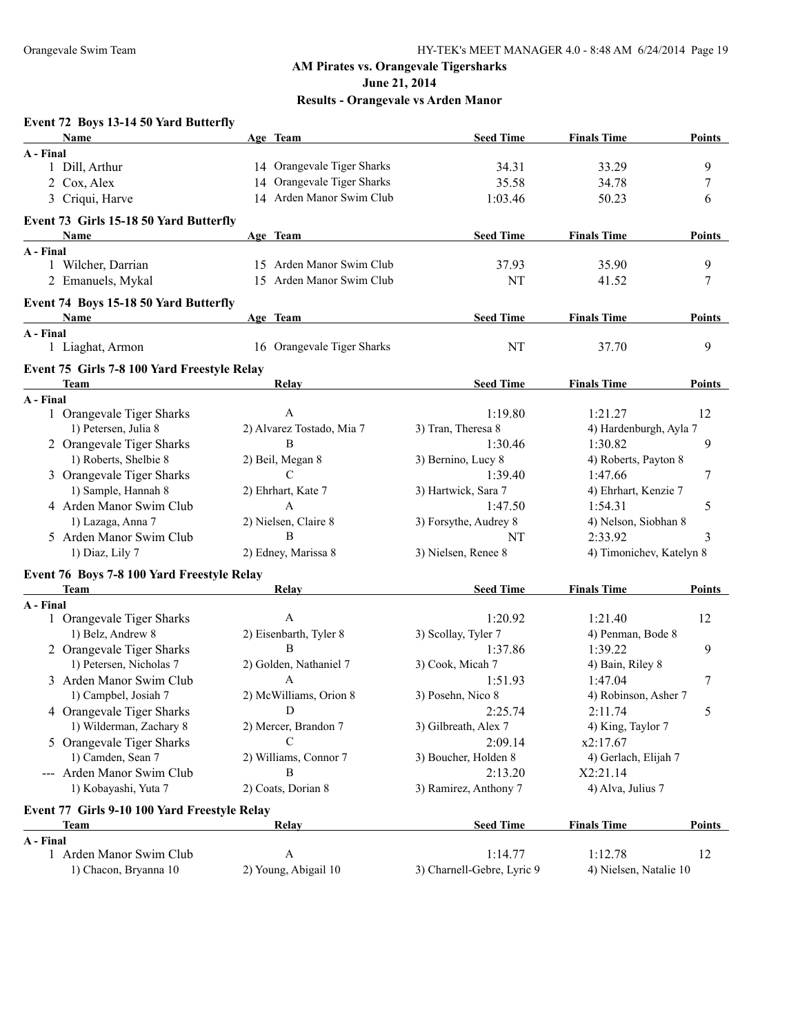## AM Pirates vs. Orangevale Tigersharks

**June 21, 2014**

**Results - Orangevale vs Arden Manor**

### Event 72 Boys 13-14 50 Yard Butterfly

| | Name | Age | Team | Seed Time | Finals Time | Points |
|---|---|---|---|---|---|---|
| **A - Final** | | | | | | |
| 1 | Dill, Arthur | 14 | Orangevale Tiger Sharks | 34.31 | 33.29 | 9 |
| 2 | Cox, Alex | 14 | Orangevale Tiger Sharks | 35.58 | 34.78 | 7 |
| 3 | Criqui, Harve | 14 | Arden Manor Swim Club | 1:03.46 | 50.23 | 6 |

### Event 73 Girls 15-18 50 Yard Butterfly

| | Name | Age | Team | Seed Time | Finals Time | Points |
|---|---|---|---|---|---|---|
| **A - Final** | | | | | | |
| 1 | Wilcher, Darrian | 15 | Arden Manor Swim Club | 37.93 | 35.90 | 9 |
| 2 | Emanuels, Mykal | 15 | Arden Manor Swim Club | NT | 41.52 | 7 |

### Event 74 Boys 15-18 50 Yard Butterfly

| | Name | Age | Team | Seed Time | Finals Time | Points |
|---|---|---|---|---|---|---|
| **A - Final** | | | | | | |
| 1 | Liaghat, Armon | 16 | Orangevale Tiger Sharks | NT | 37.70 | 9 |

### Event 75 Girls 7-8 100 Yard Freestyle Relay

| | Team | Relay | Seed Time | Finals Time | Points |
|---|---|---|---|---|---|
| **A - Final** | | | | | |
| 1 | Orangevale Tiger Sharks | A | 1:19.80 | 1:21.27 | 12 |
| | 1) Petersen, Julia 8 | 2) Alvarez Tostado, Mia 7 | 3) Tran, Theresa 8 | 4) Hardenburgh, Ayla 7 | |
| 2 | Orangevale Tiger Sharks | B | 1:30.46 | 1:30.82 | 9 |
| | 1) Roberts, Shelbie 8 | 2) Beil, Megan 8 | 3) Bernino, Lucy 8 | 4) Roberts, Payton 8 | |
| 3 | Orangevale Tiger Sharks | C | 1:39.40 | 1:47.66 | 7 |
| | 1) Sample, Hannah 8 | 2) Ehrhart, Kate 7 | 3) Hartwick, Sara 7 | 4) Ehrhart, Kenzie 7 | |
| 4 | Arden Manor Swim Club | A | 1:47.50 | 1:54.31 | 5 |
| | 1) Lazaga, Anna 7 | 2) Nielsen, Claire 8 | 3) Forsythe, Audrey 8 | 4) Nelson, Siobhan 8 | |
| 5 | Arden Manor Swim Club | B | NT | 2:33.92 | 3 |
| | 1) Diaz, Lily 7 | 2) Edney, Marissa 8 | 3) Nielsen, Renee 8 | 4) Timonichev, Katelyn 8 | |

### Event 76 Boys 7-8 100 Yard Freestyle Relay

| | Team | Relay | Seed Time | Finals Time | Points |
|---|---|---|---|---|---|
| **A - Final** | | | | | |
| 1 | Orangevale Tiger Sharks | A | 1:20.92 | 1:21.40 | 12 |
| | 1) Belz, Andrew 8 | 2) Eisenbarth, Tyler 8 | 3) Scollay, Tyler 7 | 4) Penman, Bode 8 | |
| 2 | Orangevale Tiger Sharks | B | 1:37.86 | 1:39.22 | 9 |
| | 1) Petersen, Nicholas 7 | 2) Golden, Nathaniel 7 | 3) Cook, Micah 7 | 4) Bain, Riley 8 | |
| 3 | Arden Manor Swim Club | A | 1:51.93 | 1:47.04 | 7 |
| | 1) Campbel, Josiah 7 | 2) McWilliams, Orion 8 | 3) Posehn, Nico 8 | 4) Robinson, Asher 7 | |
| 4 | Orangevale Tiger Sharks | D | 2:25.74 | 2:11.74 | 5 |
| | 1) Wilderman, Zachary 8 | 2) Mercer, Brandon 7 | 3) Gilbreath, Alex 7 | 4) King, Taylor 7 | |
| 5 | Orangevale Tiger Sharks | C | 2:09.14 | x2:17.67 | |
| | 1) Camden, Sean 7 | 2) Williams, Connor 7 | 3) Boucher, Holden 8 | 4) Gerlach, Elijah 7 | |
| --- | Arden Manor Swim Club | B | 2:13.20 | X2:21.14 | |
| | 1) Kobayashi, Yuta 7 | 2) Coats, Dorian 8 | 3) Ramirez, Anthony 7 | 4) Alva, Julius 7 | |

### Event 77 Girls 9-10 100 Yard Freestyle Relay

| | Team | Relay | Seed Time | Finals Time | Points |
|---|---|---|---|---|---|
| **A - Final** | | | | | |
| 1 | Arden Manor Swim Club | A | 1:14.77 | 1:12.78 | 12 |
| | 1) Chacon, Bryanna 10 | 2) Young, Abigail 10 | 3) Charnell-Gebre, Lyric 9 | 4) Nielsen, Natalie 10 | |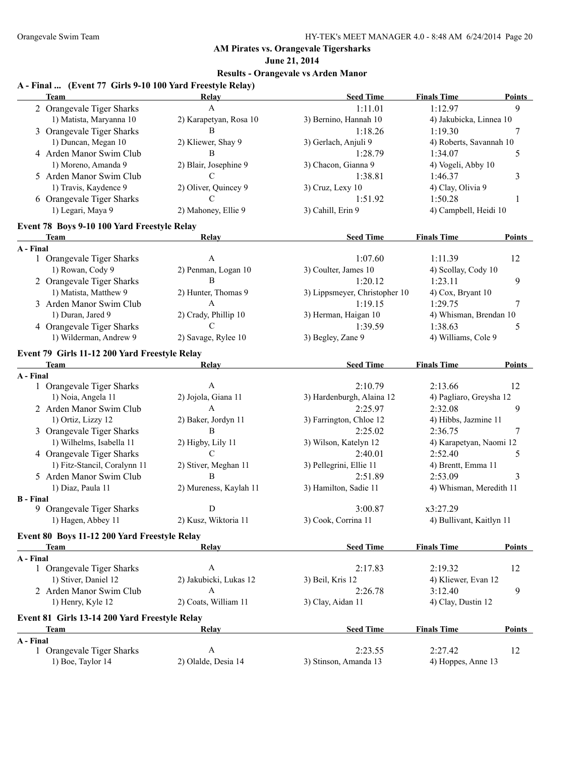**AM Pirates vs. Orangevale Tigersharks**

**June 21, 2014**

**Results - Orangevale vs Arden Manor**

### A - Final ... (Event 77 Girls 9-10 100 Yard Freestyle Relay)

| Team | Relay | Seed Time | Finals Time | Points |
|---|---|---|---|---|
| 2 Orangevale Tiger Sharks | A | 1:11.01 | 1:12.97 | 9 |
| 1) Matista, Maryanna 10 | 2) Karapetyan, Rosa 10 | 3) Bernino, Hannah 10 | 4) Jakubicka, Linnea 10 | |
| 3 Orangevale Tiger Sharks | B | 1:18.26 | 1:19.30 | 7 |
| 1) Duncan, Megan 10 | 2) Kliewer, Shay 9 | 3) Gerlach, Anjuli 9 | 4) Roberts, Savannah 10 | |
| 4 Arden Manor Swim Club | B | 1:28.79 | 1:34.07 | 5 |
| 1) Moreno, Amanda 9 | 2) Blair, Josephine 9 | 3) Chacon, Gianna 9 | 4) Vogeli, Abby 10 | |
| 5 Arden Manor Swim Club | C | 1:38.81 | 1:46.37 | 3 |
| 1) Travis, Kaydence 9 | 2) Oliver, Quincey 9 | 3) Cruz, Lexy 10 | 4) Clay, Olivia 9 | |
| 6 Orangevale Tiger Sharks | C | 1:51.92 | 1:50.28 | 1 |
| 1) Legari, Maya 9 | 2) Mahoney, Ellie 9 | 3) Cahill, Erin 9 | 4) Campbell, Heidi 10 | |

### Event 78 Boys 9-10 100 Yard Freestyle Relay

| Team | Relay | Seed Time | Finals Time | Points |
|---|---|---|---|---|
| **A - Final** | | | | |
| 1 Orangevale Tiger Sharks | A | 1:07.60 | 1:11.39 | 12 |
| 1) Rowan, Cody 9 | 2) Penman, Logan 10 | 3) Coulter, James 10 | 4) Scollay, Cody 10 | |
| 2 Orangevale Tiger Sharks | B | 1:20.12 | 1:23.11 | 9 |
| 1) Matista, Matthew 9 | 2) Hunter, Thomas 9 | 3) Lippsmeyer, Christopher 10 | 4) Cox, Bryant 10 | |
| 3 Arden Manor Swim Club | A | 1:19.15 | 1:29.75 | 7 |
| 1) Duran, Jared 9 | 2) Crady, Phillip 10 | 3) Herman, Haigan 10 | 4) Whisman, Brendan 10 | |
| 4 Orangevale Tiger Sharks | C | 1:39.59 | 1:38.63 | 5 |
| 1) Wilderman, Andrew 9 | 2) Savage, Rylee 10 | 3) Begley, Zane 9 | 4) Williams, Cole 9 | |

### Event 79 Girls 11-12 200 Yard Freestyle Relay

| Team | Relay | Seed Time | Finals Time | Points |
|---|---|---|---|---|
| **A - Final** | | | | |
| 1 Orangevale Tiger Sharks | A | 2:10.79 | 2:13.66 | 12 |
| 1) Noia, Angela 11 | 2) Jojola, Giana 11 | 3) Hardenburgh, Alaina 12 | 4) Pagliaro, Greysha 12 | |
| 2 Arden Manor Swim Club | A | 2:25.97 | 2:32.08 | 9 |
| 1) Ortiz, Lizzy 12 | 2) Baker, Jordyn 11 | 3) Farrington, Chloe 12 | 4) Hibbs, Jazmine 11 | |
| 3 Orangevale Tiger Sharks | B | 2:25.02 | 2:36.75 | 7 |
| 1) Wilhelms, Isabella 11 | 2) Higby, Lily 11 | 3) Wilson, Katelyn 12 | 4) Karapetyan, Naomi 12 | |
| 4 Orangevale Tiger Sharks | C | 2:40.01 | 2:52.40 | 5 |
| 1) Fitz-Stancil, Coralynn 11 | 2) Stiver, Meghan 11 | 3) Pellegrini, Ellie 11 | 4) Brentt, Emma 11 | |
| 5 Arden Manor Swim Club | B | 2:51.89 | 2:53.09 | 3 |
| 1) Diaz, Paula 11 | 2) Mureness, Kaylah 11 | 3) Hamilton, Sadie 11 | 4) Whisman, Meredith 11 | |
| **B - Final** | | | | |
| 9 Orangevale Tiger Sharks | D | 3:00.87 | x3:27.29 | |
| 1) Hagen, Abbey 11 | 2) Kusz, Wiktoria 11 | 3) Cook, Corrina 11 | 4) Bullivant, Kaitlyn 11 | |

### Event 80 Boys 11-12 200 Yard Freestyle Relay

| Team | Relay | Seed Time | Finals Time | Points |
|---|---|---|---|---|
| **A - Final** | | | | |
| 1 Orangevale Tiger Sharks | A | 2:17.83 | 2:19.32 | 12 |
| 1) Stiver, Daniel 12 | 2) Jakubicki, Lukas 12 | 3) Beil, Kris 12 | 4) Kliewer, Evan 12 | |
| 2 Arden Manor Swim Club | A | 2:26.78 | 3:12.40 | 9 |
| 1) Henry, Kyle 12 | 2) Coats, William 11 | 3) Clay, Aidan 11 | 4) Clay, Dustin 12 | |

### Event 81 Girls 13-14 200 Yard Freestyle Relay

| Team | Relay | Seed Time | Finals Time | Points |
|---|---|---|---|---|
| **A - Final** | | | | |
| 1 Orangevale Tiger Sharks | A | 2:23.55 | 2:27.42 | 12 |
| 1) Boe, Taylor 14 | 2) Olalde, Desia 14 | 3) Stinson, Amanda 13 | 4) Hoppes, Anne 13 | |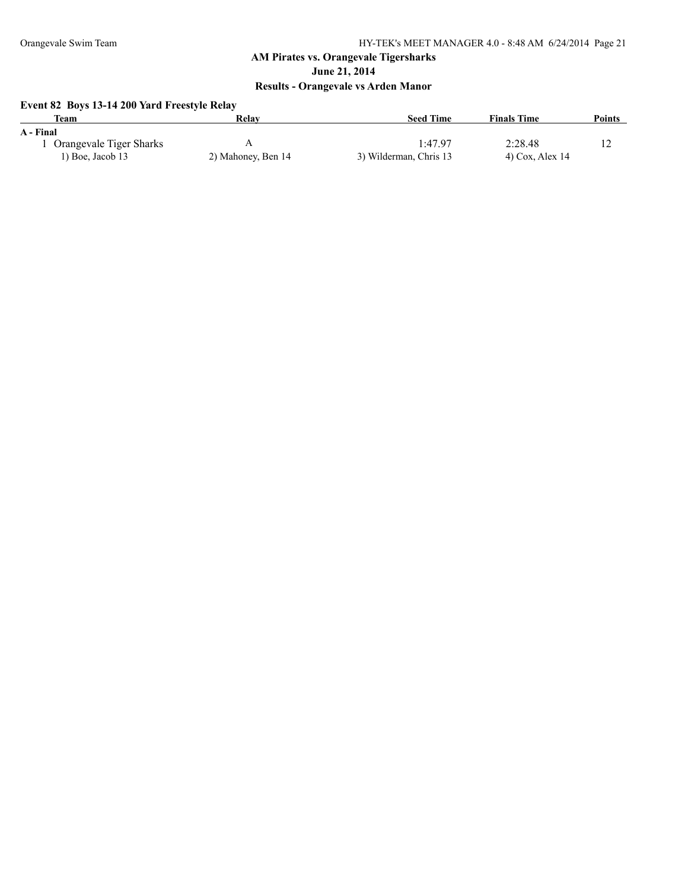### Event 82 Boys 13-14 200 Yard Freestyle Relay

| Team | Relay | Seed Time | Finals Time | Points |
|---|---|---|---|---|
| **A - Final** | | | | |
| 1 Orangevale Tiger Sharks | A | 1:47.97 | 2:28.48 | 12 |
| 1) Boe, Jacob 13 | 2) Mahoney, Ben 14 | 3) Wilderman, Chris 13 | 4) Cox, Alex 14 | |